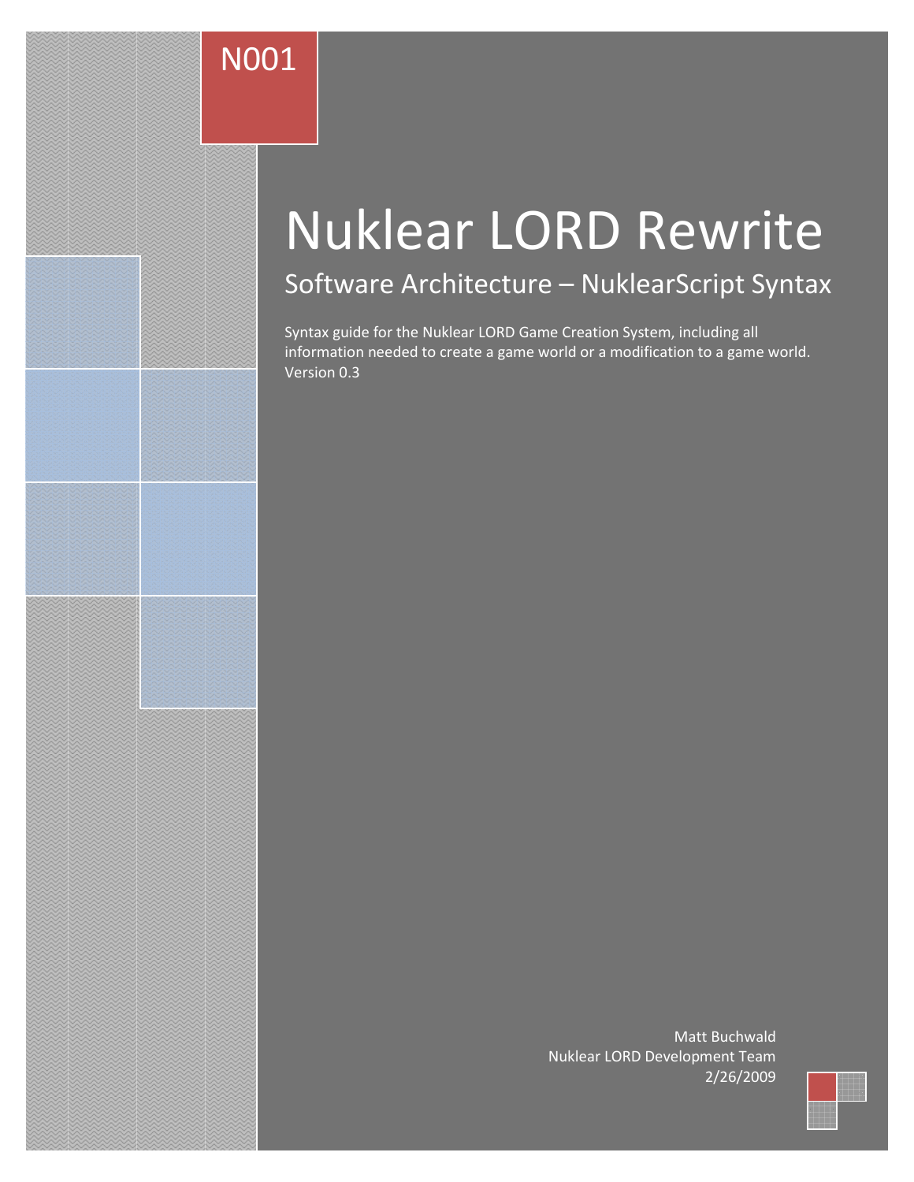N001

# Nuklear LORD Rewrite

## Software Architecture – NuklearScript Syntax

Syntax guide for the Nuklear LORD Game Creation System, including all information needed to create a game world or a modification to a game world. Version 0.3

Matt Buchwald
Nuklear LORD Development Team
2/26/2009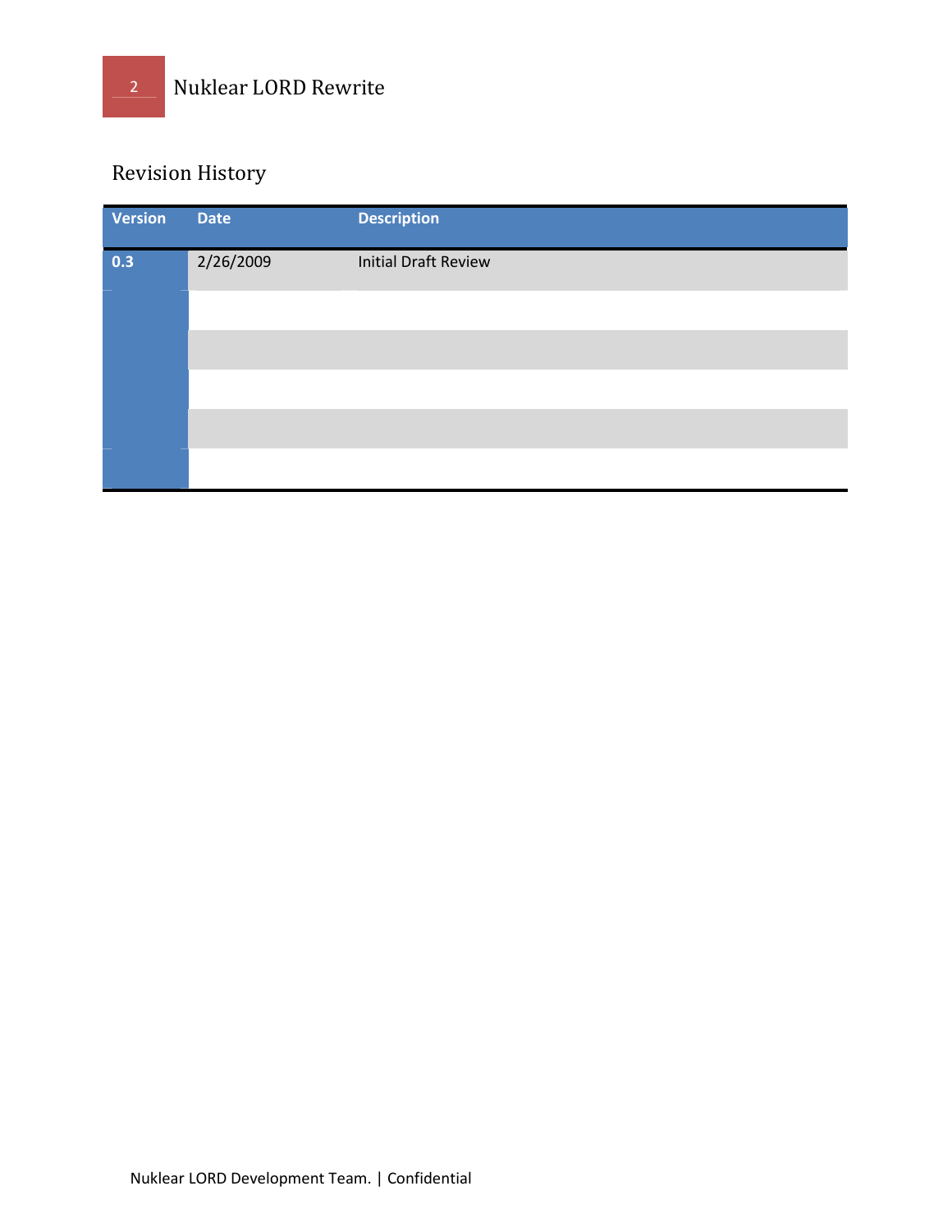## Revision History

| Version | Date | Description |
| --- | --- | --- |
| 0.3 | 2/26/2009 | Initial Draft Review |
| | | |
| | | |
| | | |
| | | |
| | | |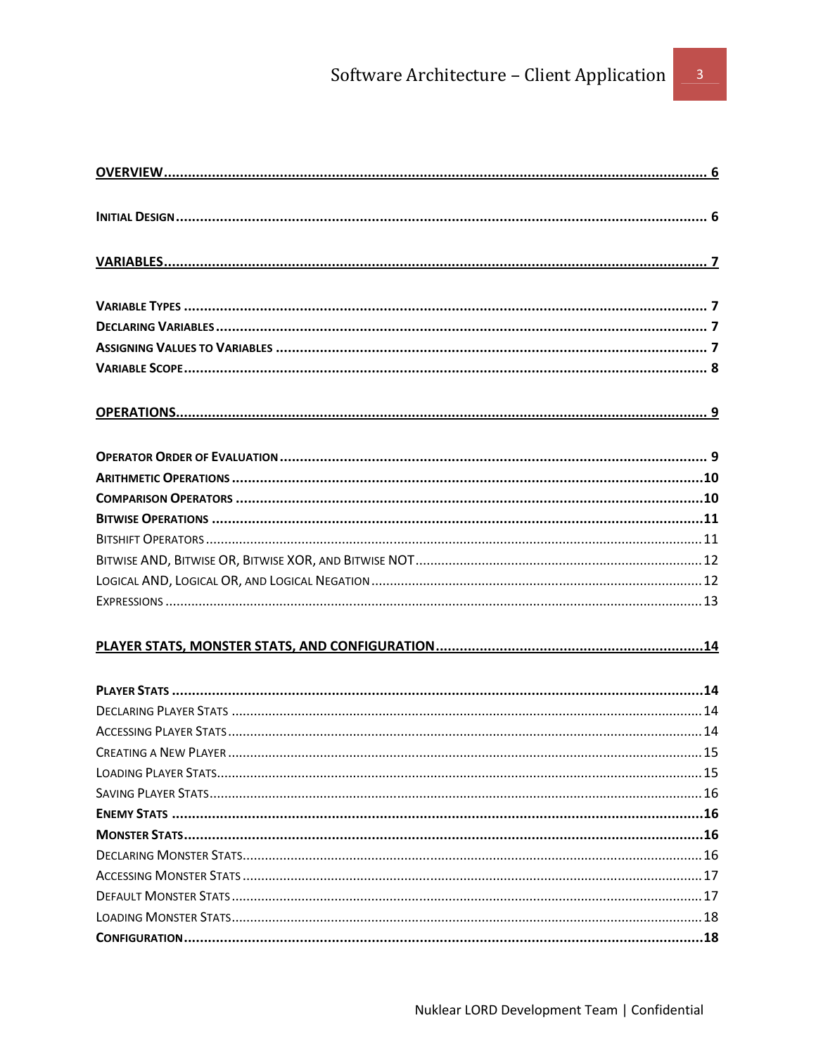**OVERVIEW** ........................................................................................................................................ 6

**INITIAL DESIGN** ................................................................................................................................... 6

**VARIABLES** ........................................................................................................................................ 7

**VARIABLE TYPES** .................................................................................................................................. 7
**DECLARING VARIABLES** ......................................................................................................................... 7
**ASSIGNING VALUES TO VARIABLES** ........................................................................................................... 7
**VARIABLE SCOPE** ................................................................................................................................. 8

**OPERATIONS** ...................................................................................................................................... 9

**OPERATOR ORDER OF EVALUATION** .......................................................................................................... 9
**ARITHMETIC OPERATIONS** ..................................................................................................................... 10
**COMPARISON OPERATORS** .................................................................................................................... 10
**BITWISE OPERATIONS** .......................................................................................................................... 11
BITSHIFT OPERATORS .................................................................................................................................. 11
BITWISE AND, BITWISE OR, BITWISE XOR, AND BITWISE NOT ............................................................................. 12
LOGICAL AND, LOGICAL OR, AND LOGICAL NEGATION ......................................................................................... 12
EXPRESSIONS ............................................................................................................................................. 13

**PLAYER STATS, MONSTER STATS, AND CONFIGURATION** ................................................................. 14

**PLAYER STATS** .................................................................................................................................... 14
DECLARING PLAYER STATS ........................................................................................................................... 14
ACCESSING PLAYER STATS ........................................................................................................................... 14
CREATING A NEW PLAYER ............................................................................................................................ 15
LOADING PLAYER STATS .............................................................................................................................. 15
SAVING PLAYER STATS ................................................................................................................................ 16
**ENEMY STATS** .................................................................................................................................... 16
**MONSTER STATS** ................................................................................................................................. 16
DECLARING MONSTER STATS ........................................................................................................................ 16
ACCESSING MONSTER STATS ........................................................................................................................ 17
DEFAULT MONSTER STATS ........................................................................................................................... 17
LOADING MONSTER STATS ........................................................................................................................... 18
**CONFIGURATION** ................................................................................................................................ 18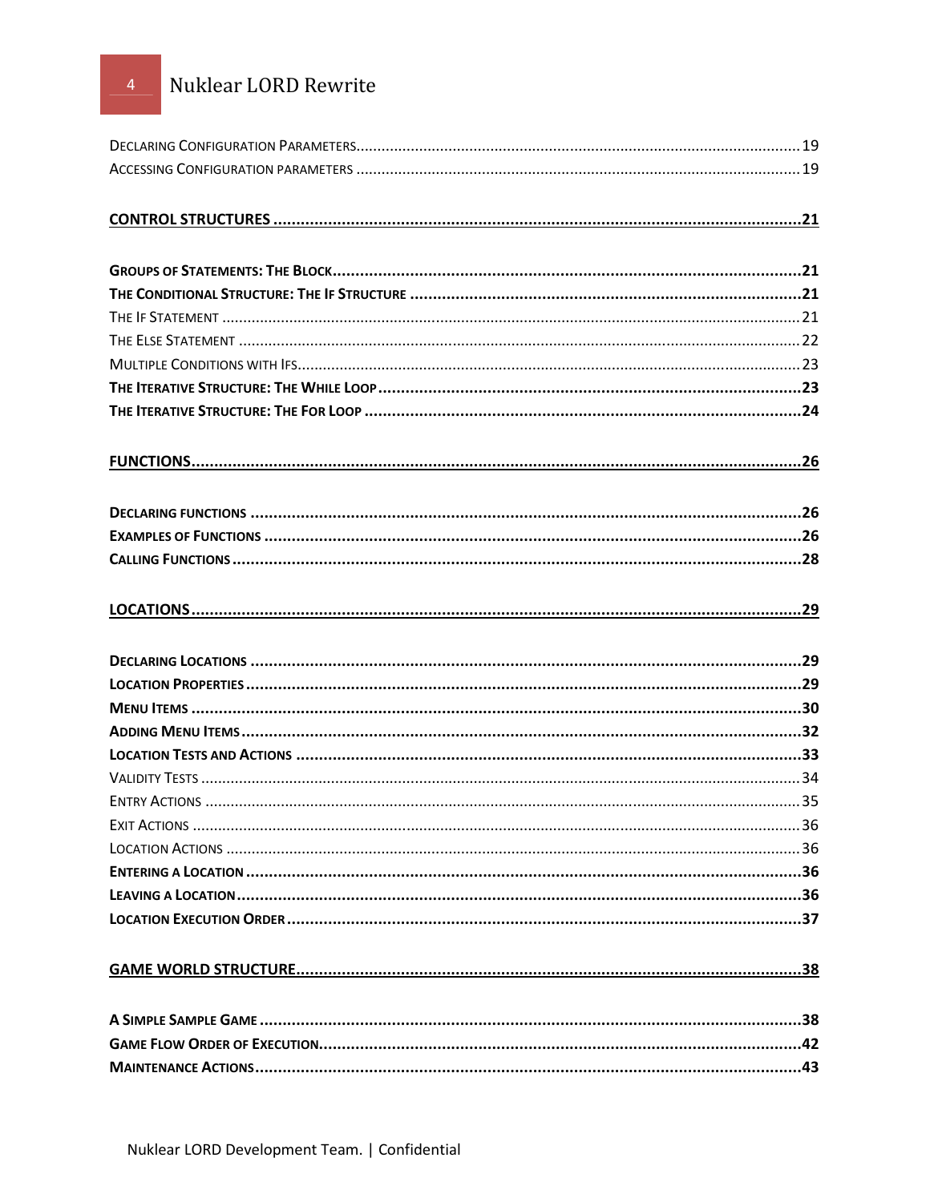Declaring Configuration Parameters........................................................................................................19
Accessing Configuration parameters ........................................................................................................19

**CONTROL STRUCTURES ......................................................................................................................21**

**Groups of Statements: The Block.......................................................................................................21**
**The Conditional Structure: The If Structure ......................................................................................21**
The If Statement ........................................................................................................................................21
The Else Statement ....................................................................................................................................22
Multiple Conditions with Ifs......................................................................................................................23
**The Iterative Structure: The While Loop ............................................................................................23**
**The Iterative Structure: The For Loop ...............................................................................................24**

**FUNCTIONS.........................................................................................................................................26**

**Declaring functions ............................................................................................................................26**
**Examples of Functions .......................................................................................................................26**
**Calling Functions ...............................................................................................................................28**

**LOCATIONS..........................................................................................................................................29**

**Declaring Locations ...........................................................................................................................29**
**Location Properties ............................................................................................................................29**
**Menu Items ........................................................................................................................................30**
**Adding Menu Items ............................................................................................................................32**
**Location Tests and Actions ................................................................................................................33**
Validity Tests ..............................................................................................................................................34
Entry Actions .............................................................................................................................................35
Exit Actions ................................................................................................................................................36
Location Actions ........................................................................................................................................36
**Entering a Location ............................................................................................................................36**
**Leaving a Location..............................................................................................................................36**
**Location Execution Order ...................................................................................................................37**

**GAME WORLD STRUCTURE..................................................................................................................38**

**A Simple Sample Game .......................................................................................................................38**
**Game Flow Order of Execution...........................................................................................................42**
**Maintenance Actions..........................................................................................................................43**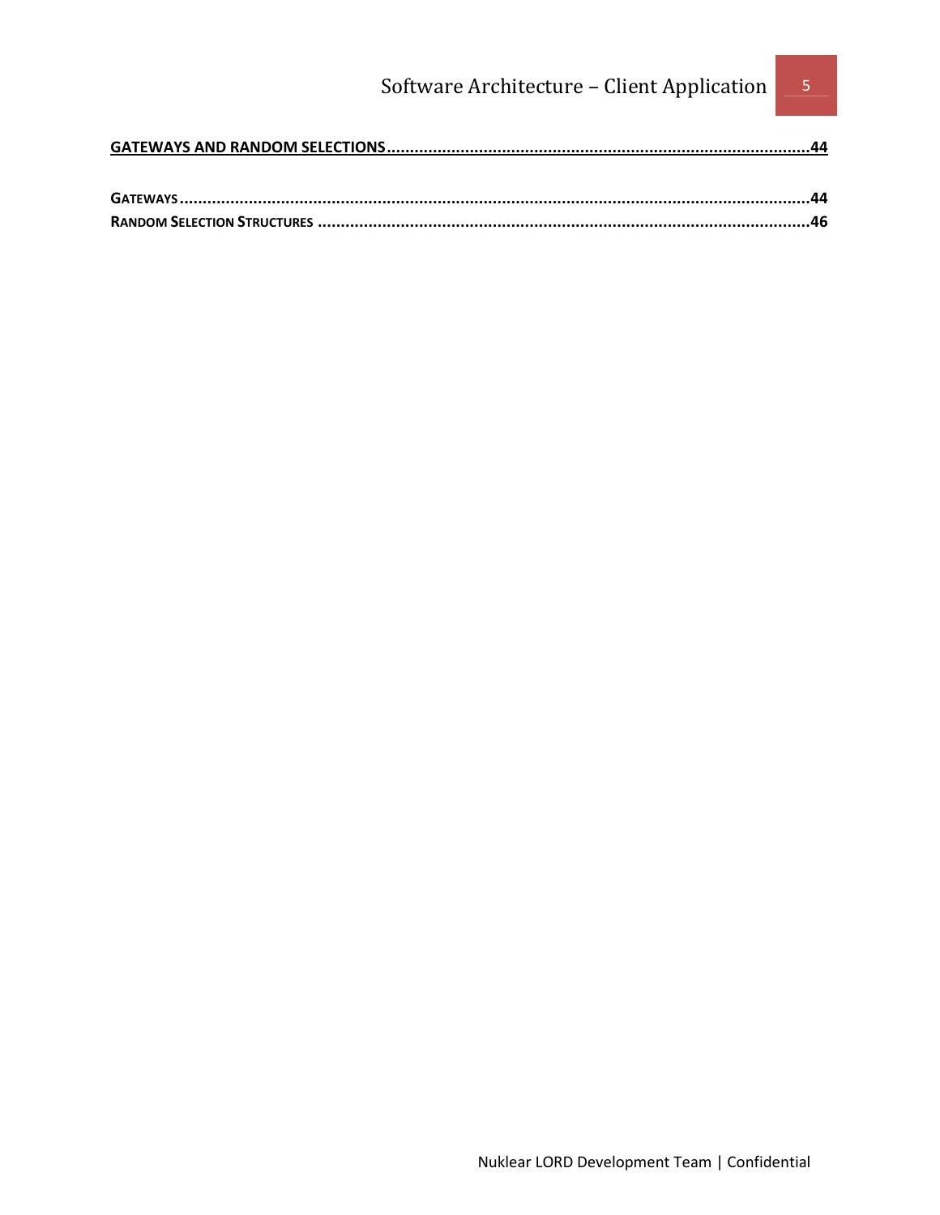**GATEWAYS AND RANDOM SELECTIONS** ........................................................................................ 44

**GATEWAYS** ........................................................................................................................ 44
**RANDOM SELECTION STRUCTURES** ....................................................................................... 46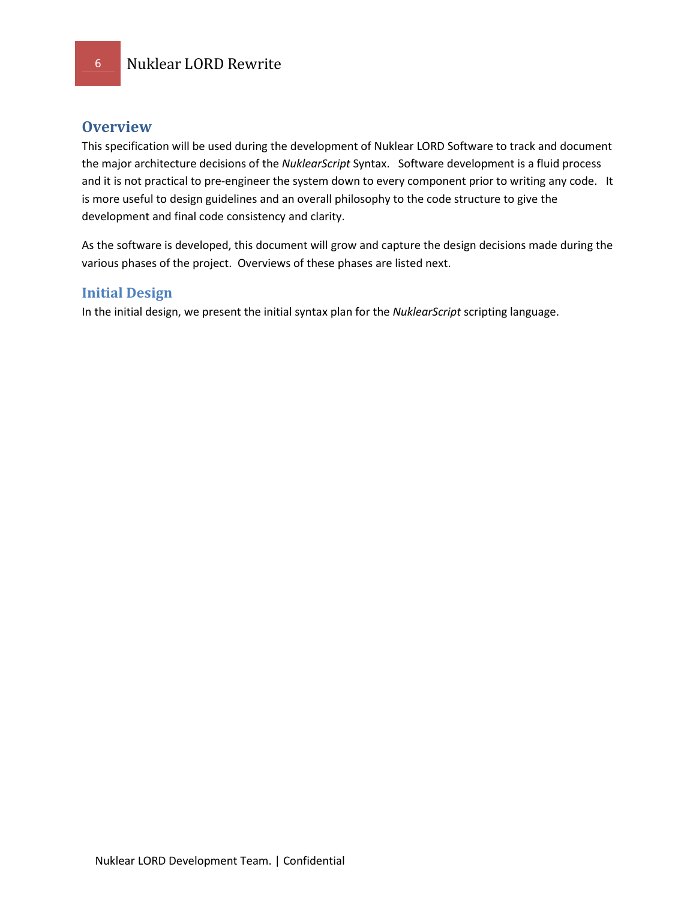# Overview

This specification will be used during the development of Nuklear LORD Software to track and document the major architecture decisions of the *NuklearScript* Syntax. Software development is a fluid process and it is not practical to pre-engineer the system down to every component prior to writing any code. It is more useful to design guidelines and an overall philosophy to the code structure to give the development and final code consistency and clarity.

As the software is developed, this document will grow and capture the design decisions made during the various phases of the project. Overviews of these phases are listed next.

## Initial Design

In the initial design, we present the initial syntax plan for the *NuklearScript* scripting language.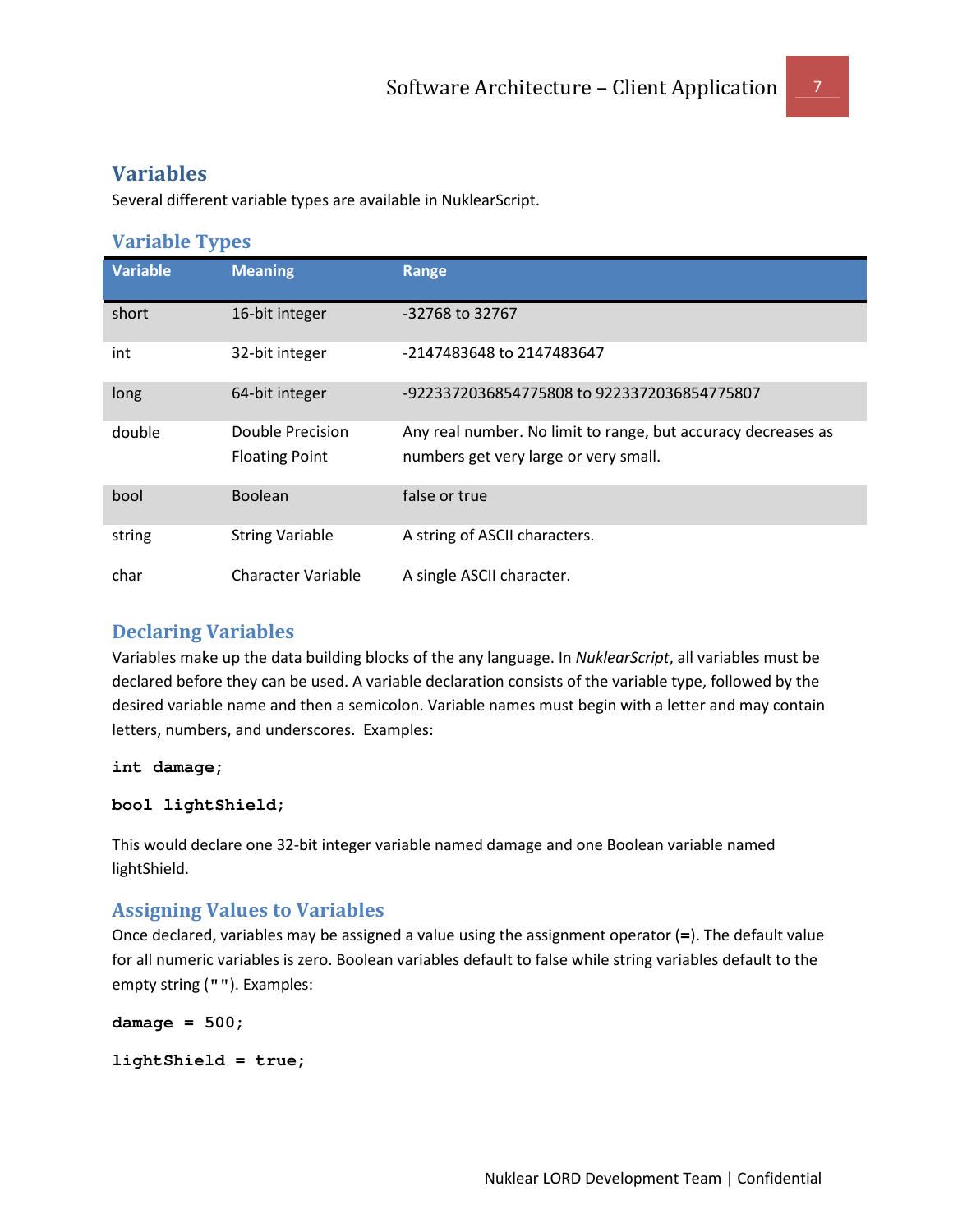## Variables

Several different variable types are available in NuklearScript.

### Variable Types

| Variable | Meaning | Range |
|---|---|---|
| short | 16-bit integer | -32768 to 32767 |
| int | 32-bit integer | -2147483648 to 2147483647 |
| long | 64-bit integer | -9223372036854775808 to 9223372036854775807 |
| double | Double Precision Floating Point | Any real number. No limit to range, but accuracy decreases as numbers get very large or very small. |
| bool | Boolean | false or true |
| string | String Variable | A string of ASCII characters. |
| char | Character Variable | A single ASCII character. |

### Declaring Variables

Variables make up the data building blocks of the any language. In *NuklearScript*, all variables must be declared before they can be used. A variable declaration consists of the variable type, followed by the desired variable name and then a semicolon. Variable names must begin with a letter and may contain letters, numbers, and underscores. Examples:

```
int damage;

bool lightShield;
```

This would declare one 32-bit integer variable named damage and one Boolean variable named lightShield.

### Assigning Values to Variables

Once declared, variables may be assigned a value using the assignment operator (**=**). The default value for all numeric variables is zero. Boolean variables default to false while string variables default to the empty string (**""**). Examples:

```
damage = 500;

lightShield = true;
```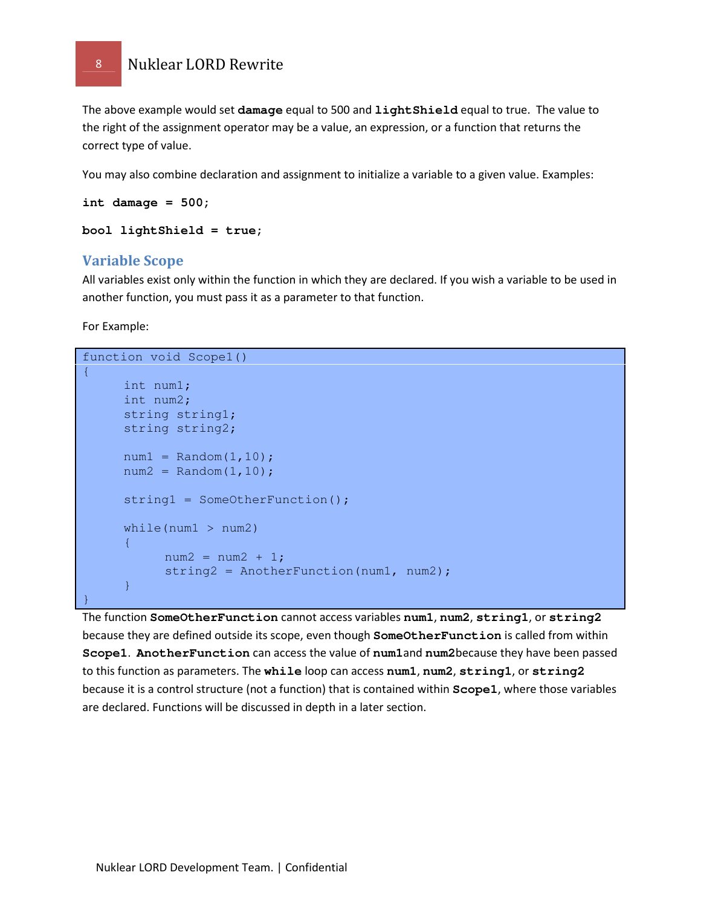The above example would set **damage** equal to 500 and **lightShield** equal to true. The value to the right of the assignment operator may be a value, an expression, or a function that returns the correct type of value.

You may also combine declaration and assignment to initialize a variable to a given value. Examples:

**int damage = 500;**

**bool lightShield = true;**

## Variable Scope

All variables exist only within the function in which they are declared. If you wish a variable to be used in another function, you must pass it as a parameter to that function.

For Example:

```
function void Scope1()
{
      int num1;
      int num2;
      string string1;
      string string2;

      num1 = Random(1,10);
      num2 = Random(1,10);

      string1 = SomeOtherFunction();

      while(num1 > num2)
      {
            num2 = num2 + 1;
            string2 = AnotherFunction(num1, num2);
      }
}
```

The function **SomeOtherFunction** cannot access variables **num1**, **num2**, **string1**, or **string2** because they are defined outside its scope, even though **SomeOtherFunction** is called from within **Scope1**. **AnotherFunction** can access the value of **num1**and **num2**because they have been passed to this function as parameters. The **while** loop can access **num1**, **num2**, **string1**, or **string2** because it is a control structure (not a function) that is contained within **Scope1**, where those variables are declared. Functions will be discussed in depth in a later section.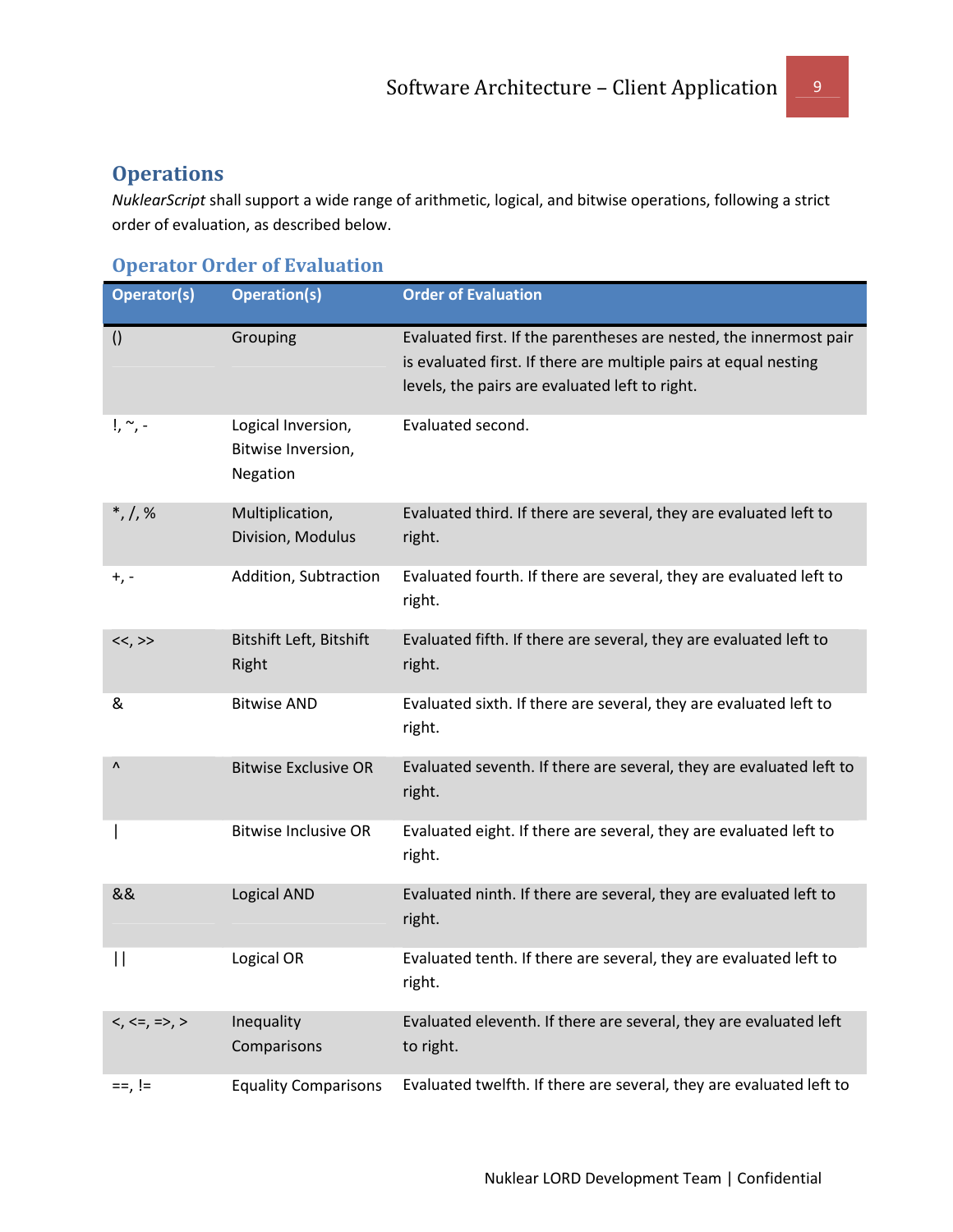## Operations

*NuklearScript* shall support a wide range of arithmetic, logical, and bitwise operations, following a strict order of evaluation, as described below.

### Operator Order of Evaluation

| Operator(s) | Operation(s) | Order of Evaluation |
|---|---|---|
| () | Grouping | Evaluated first. If the parentheses are nested, the innermost pair is evaluated first. If there are multiple pairs at equal nesting levels, the pairs are evaluated left to right. |
| !, ~, - | Logical Inversion, Bitwise Inversion, Negation | Evaluated second. |
| *, /, % | Multiplication, Division, Modulus | Evaluated third. If there are several, they are evaluated left to right. |
| +, - | Addition, Subtraction | Evaluated fourth. If there are several, they are evaluated left to right. |
| <<, >> | Bitshift Left, Bitshift Right | Evaluated fifth. If there are several, they are evaluated left to right. |
| & | Bitwise AND | Evaluated sixth. If there are several, they are evaluated left to right. |
| ^ | Bitwise Exclusive OR | Evaluated seventh. If there are several, they are evaluated left to right. |
| \| | Bitwise Inclusive OR | Evaluated eight. If there are several, they are evaluated left to right. |
| && | Logical AND | Evaluated ninth. If there are several, they are evaluated left to right. |
| \|\| | Logical OR | Evaluated tenth. If there are several, they are evaluated left to right. |
| <, <=, =>, > | Inequality Comparisons | Evaluated eleventh. If there are several, they are evaluated left to right. |
| ==, != | Equality Comparisons | Evaluated twelfth. If there are several, they are evaluated left to |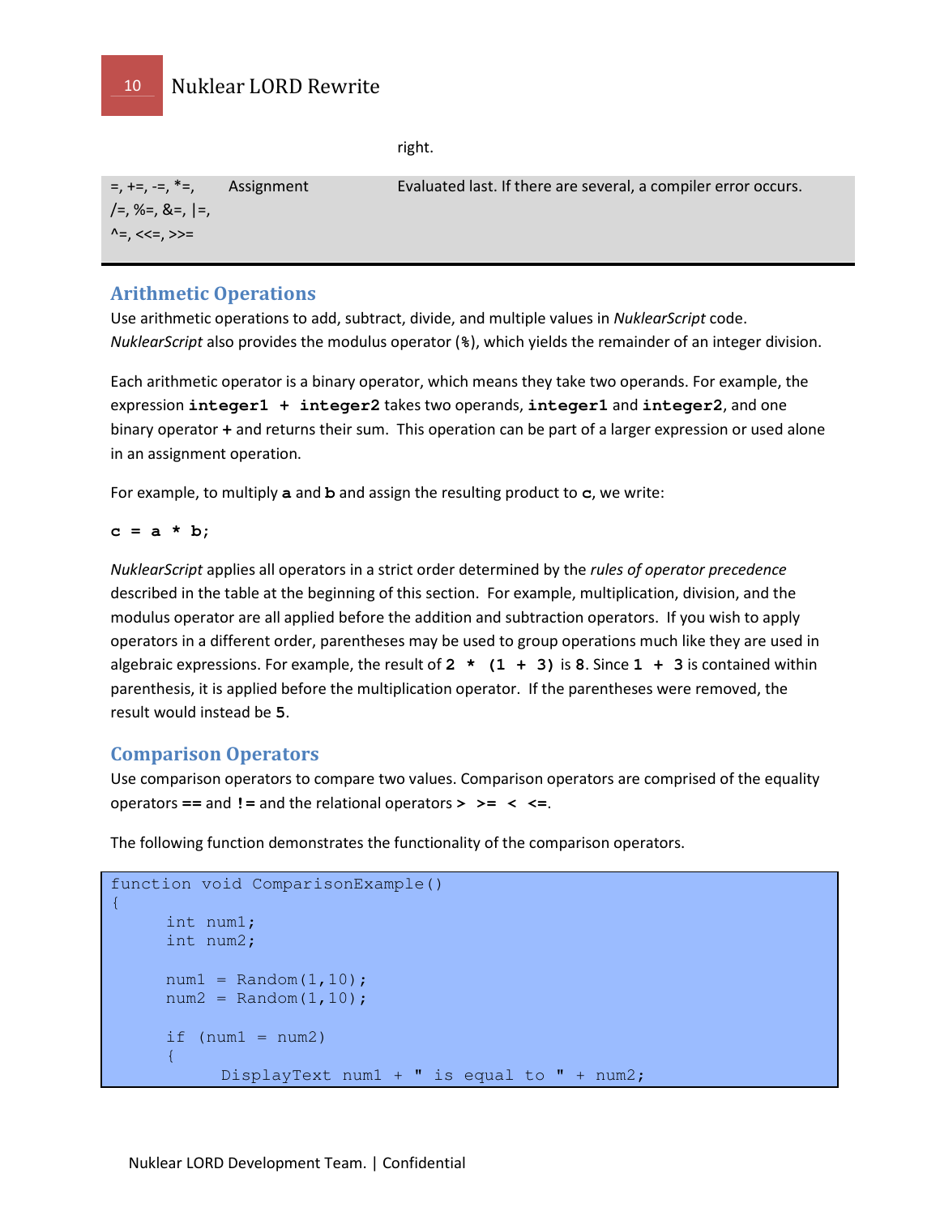| | | right. |
|---|---|---|
| =, +=, -=, *=, /=, %=, &=, \|=, ^=, <<=, >>= | Assignment | Evaluated last. If there are several, a compiler error occurs. |

## Arithmetic Operations

Use arithmetic operations to add, subtract, divide, and multiple values in *NuklearScript* code. *NuklearScript* also provides the modulus operator (%), which yields the remainder of an integer division.

Each arithmetic operator is a binary operator, which means they take two operands. For example, the expression **integer1 + integer2** takes two operands, **integer1** and **integer2**, and one binary operator **+** and returns their sum. This operation can be part of a larger expression or used alone in an assignment operation.

For example, to multiply **a** and **b** and assign the resulting product to **c**, we write:

**c = a * b;**

*NuklearScript* applies all operators in a strict order determined by the *rules of operator precedence* described in the table at the beginning of this section. For example, multiplication, division, and the modulus operator are all applied before the addition and subtraction operators. If you wish to apply operators in a different order, parentheses may be used to group operations much like they are used in algebraic expressions. For example, the result of **2 * (1 + 3)** is **8**. Since **1 + 3** is contained within parenthesis, it is applied before the multiplication operator. If the parentheses were removed, the result would instead be **5**.

## Comparison Operators

Use comparison operators to compare two values. Comparison operators are comprised of the equality operators **==** and **!=** and the relational operators **> >= < <=**.

The following function demonstrates the functionality of the comparison operators.

```
function void ComparisonExample()
{
      int num1;
      int num2;

      num1 = Random(1,10);
      num2 = Random(1,10);

      if (num1 = num2)
      {
            DisplayText num1 + " is equal to " + num2;
```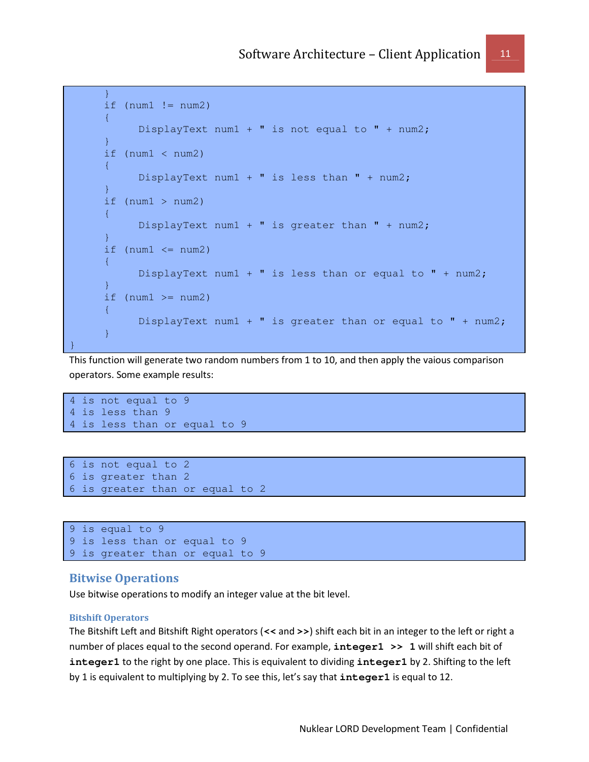```
    }
    if (num1 != num2)
    {
        DisplayText num1 + " is not equal to " + num2;
    }
    if (num1 < num2)
    {
        DisplayText num1 + " is less than " + num2;
    }
    if (num1 > num2)
    {
        DisplayText num1 + " is greater than " + num2;
    }
    if (num1 <= num2)
    {
        DisplayText num1 + " is less than or equal to " + num2;
    }
    if (num1 >= num2)
    {
        DisplayText num1 + " is greater than or equal to " + num2;
    }
}
```

This function will generate two random numbers from 1 to 10, and then apply the vaious comparison operators. Some example results:

```
4 is not equal to 9
4 is less than 9
4 is less than or equal to 9
```

```
6 is not equal to 2
6 is greater than 2
6 is greater than or equal to 2
```

```
9 is equal to 9
9 is less than or equal to 9
9 is greater than or equal to 9
```

## Bitwise Operations

Use bitwise operations to modify an integer value at the bit level.

### Bitshift Operators

The Bitshift Left and Bitshift Right operators (**<<** and **>>**) shift each bit in an integer to the left or right a number of places equal to the second operand. For example, **`integer1 >> 1`** will shift each bit of **`integer1`** to the right by one place. This is equivalent to dividing **`integer1`** by 2. Shifting to the left by 1 is equivalent to multiplying by 2. To see this, let's say that **`integer1`** is equal to 12.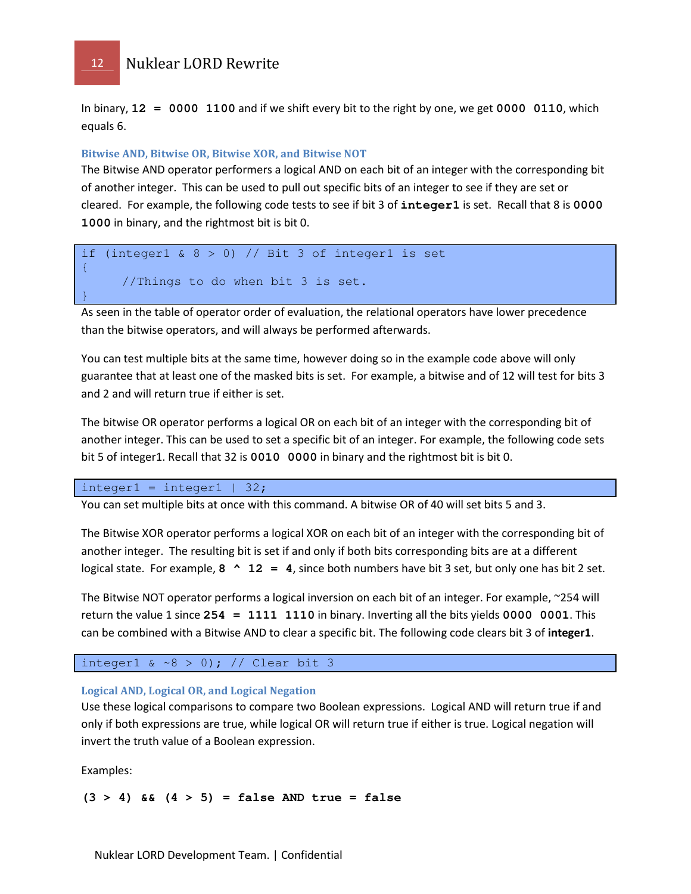In binary, **12 = 0000 1100** and if we shift every bit to the right by one, we get **0000 0110**, which equals 6.

### Bitwise AND, Bitwise OR, Bitwise XOR, and Bitwise NOT

The Bitwise AND operator performers a logical AND on each bit of an integer with the corresponding bit of another integer. This can be used to pull out specific bits of an integer to see if they are set or cleared. For example, the following code tests to see if bit 3 of **integer1** is set. Recall that 8 is **0000 1000** in binary, and the rightmost bit is bit 0.

```
if (integer1 & 8 > 0) // Bit 3 of integer1 is set
{
      //Things to do when bit 3 is set.
}
```

As seen in the table of operator order of evaluation, the relational operators have lower precedence than the bitwise operators, and will always be performed afterwards.

You can test multiple bits at the same time, however doing so in the example code above will only guarantee that at least one of the masked bits is set. For example, a bitwise and of 12 will test for bits 3 and 2 and will return true if either is set.

The bitwise OR operator performs a logical OR on each bit of an integer with the corresponding bit of another integer. This can be used to set a specific bit of an integer. For example, the following code sets bit 5 of integer1. Recall that 32 is **0010 0000** in binary and the rightmost bit is bit 0.

```
integer1 = integer1 | 32;
```

You can set multiple bits at once with this command. A bitwise OR of 40 will set bits 5 and 3.

The Bitwise XOR operator performs a logical XOR on each bit of an integer with the corresponding bit of another integer. The resulting bit is set if and only if both bits corresponding bits are at a different logical state. For example, **8 ^ 12 = 4**, since both numbers have bit 3 set, but only one has bit 2 set.

The Bitwise NOT operator performs a logical inversion on each bit of an integer. For example, ~254 will return the value 1 since **254 = 1111 1110** in binary. Inverting all the bits yields **0000 0001**. This can be combined with a Bitwise AND to clear a specific bit. The following code clears bit 3 of **integer1**.

```
integer1 & ~8 > 0); // Clear bit 3
```

### Logical AND, Logical OR, and Logical Negation

Use these logical comparisons to compare two Boolean expressions. Logical AND will return true if and only if both expressions are true, while logical OR will return true if either is true. Logical negation will invert the truth value of a Boolean expression.

Examples:

**(3 > 4) && (4 > 5) = false AND true = false**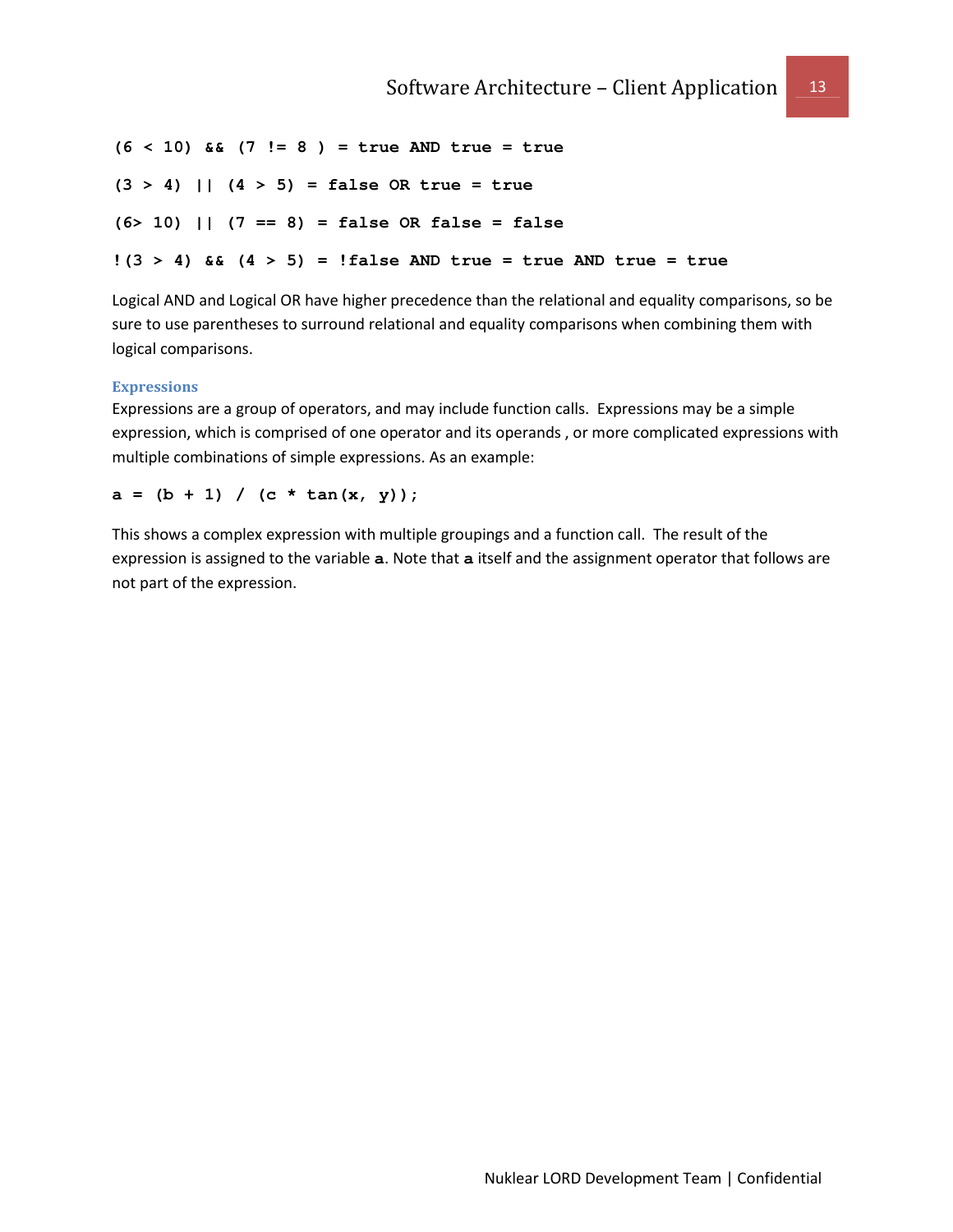```
(6 < 10) && (7 != 8 ) = true AND true = true

(3 > 4) || (4 > 5) = false OR true = true

(6> 10) || (7 == 8) = false OR false = false

!(3 > 4) && (4 > 5) = !false AND true = true AND true = true
```

Logical AND and Logical OR have higher precedence than the relational and equality comparisons, so be sure to use parentheses to surround relational and equality comparisons when combining them with logical comparisons.

### Expressions

Expressions are a group of operators, and may include function calls. Expressions may be a simple expression, which is comprised of one operator and its operands , or more complicated expressions with multiple combinations of simple expressions. As an example:

```
a = (b + 1) / (c * tan(x, y));
```

This shows a complex expression with multiple groupings and a function call. The result of the expression is assigned to the variable **a**. Note that **a** itself and the assignment operator that follows are not part of the expression.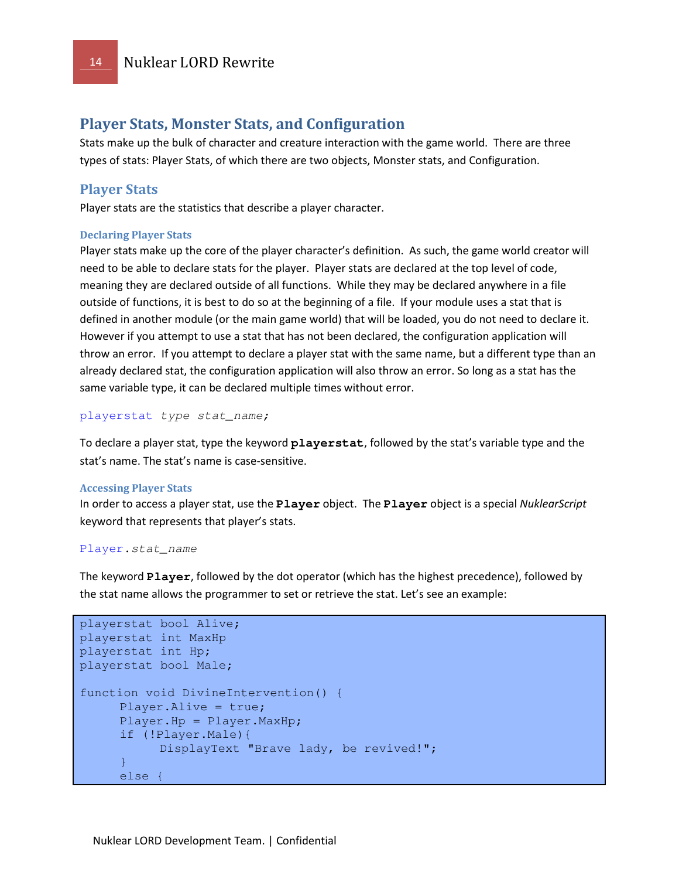# Player Stats, Monster Stats, and Configuration

Stats make up the bulk of character and creature interaction with the game world. There are three types of stats: Player Stats, of which there are two objects, Monster stats, and Configuration.

## Player Stats

Player stats are the statistics that describe a player character.

### Declaring Player Stats

Player stats make up the core of the player character's definition. As such, the game world creator will need to be able to declare stats for the player. Player stats are declared at the top level of code, meaning they are declared outside of all functions. While they may be declared anywhere in a file outside of functions, it is best to do so at the beginning of a file. If your module uses a stat that is defined in another module (or the main game world) that will be loaded, you do not need to declare it. However if you attempt to use a stat that has not been declared, the configuration application will throw an error. If you attempt to declare a player stat with the same name, but a different type than an already declared stat, the configuration application will also throw an error. So long as a stat has the same variable type, it can be declared multiple times without error.

```
playerstat type stat_name;
```

To declare a player stat, type the keyword **playerstat**, followed by the stat's variable type and the stat's name. The stat's name is case-sensitive.

### Accessing Player Stats

In order to access a player stat, use the **Player** object. The **Player** object is a special *NuklearScript* keyword that represents that player's stats.

```
Player.stat_name
```

The keyword **Player**, followed by the dot operator (which has the highest precedence), followed by the stat name allows the programmer to set or retrieve the stat. Let's see an example:

```
playerstat bool Alive;
playerstat int MaxHp
playerstat int Hp;
playerstat bool Male;

function void DivineIntervention() {
      Player.Alive = true;
      Player.Hp = Player.MaxHp;
      if (!Player.Male){
            DisplayText "Brave lady, be revived!";
      }
      else {
```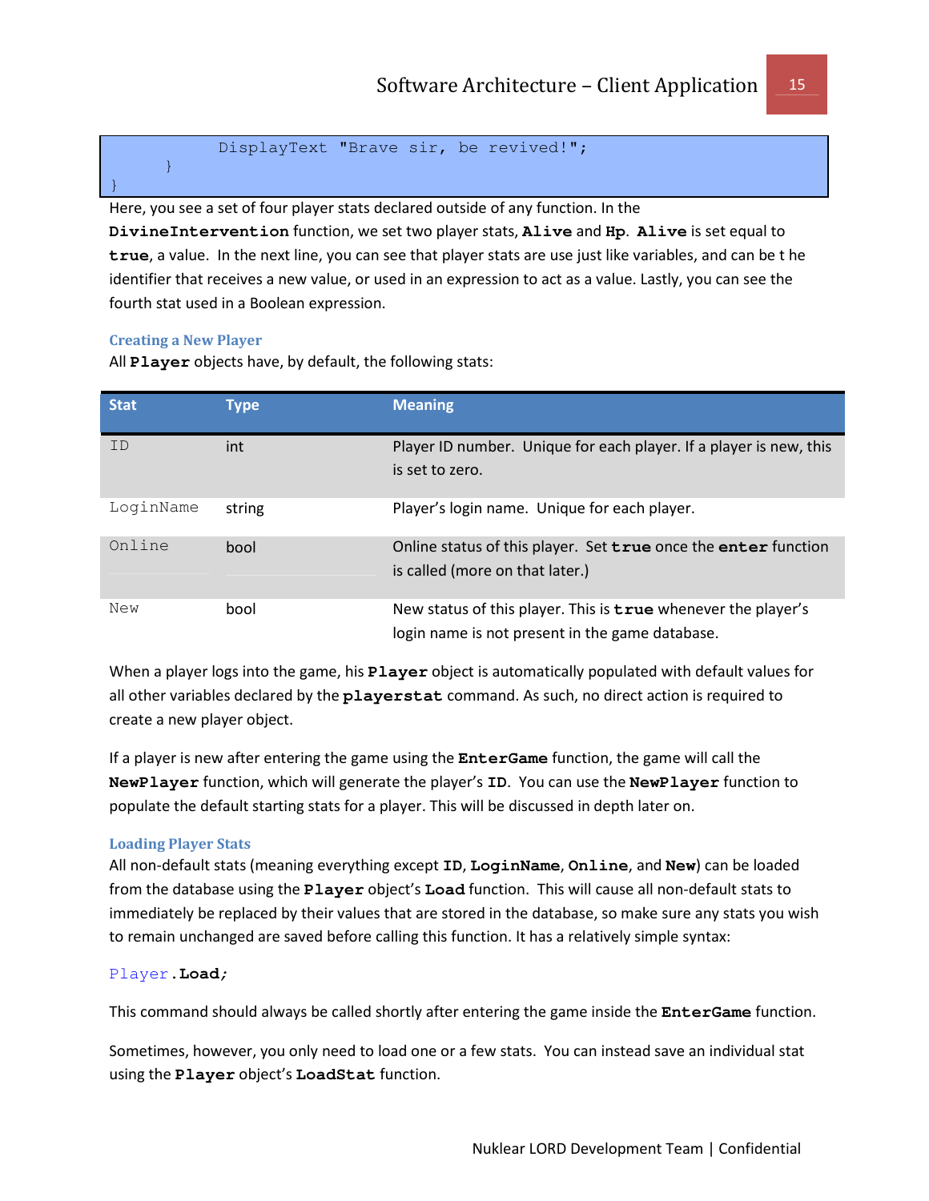```
            DisplayText "Brave sir, be revived!";
      }
}
```

Here, you see a set of four player stats declared outside of any function. In the **DivineIntervention** function, we set two player stats, **Alive** and **Hp**. **Alive** is set equal to **true**, a value. In the next line, you can see that player stats are use just like variables, and can be t he identifier that receives a new value, or used in an expression to act as a value. Lastly, you can see the fourth stat used in a Boolean expression.

### Creating a New Player

All **Player** objects have, by default, the following stats:

| Stat | Type | Meaning |
|---|---|---|
| ID | int | Player ID number. Unique for each player. If a player is new, this is set to zero. |
| LoginName | string | Player's login name. Unique for each player. |
| Online | bool | Online status of this player. Set **true** once the **enter** function is called (more on that later.) |
| New | bool | New status of this player. This is **true** whenever the player's login name is not present in the game database. |

When a player logs into the game, his **Player** object is automatically populated with default values for all other variables declared by the **playerstat** command. As such, no direct action is required to create a new player object.

If a player is new after entering the game using the **EnterGame** function, the game will call the **NewPlayer** function, which will generate the player's **ID**. You can use the **NewPlayer** function to populate the default starting stats for a player. This will be discussed in depth later on.

### Loading Player Stats

All non-default stats (meaning everything except **ID**, **LoginName**, **Online**, and **New**) can be loaded from the database using the **Player** object's **Load** function. This will cause all non-default stats to immediately be replaced by their values that are stored in the database, so make sure any stats you wish to remain unchanged are saved before calling this function. It has a relatively simple syntax:

```
Player.Load;
```

This command should always be called shortly after entering the game inside the **EnterGame** function.

Sometimes, however, you only need to load one or a few stats. You can instead save an individual stat using the **Player** object's **LoadStat** function.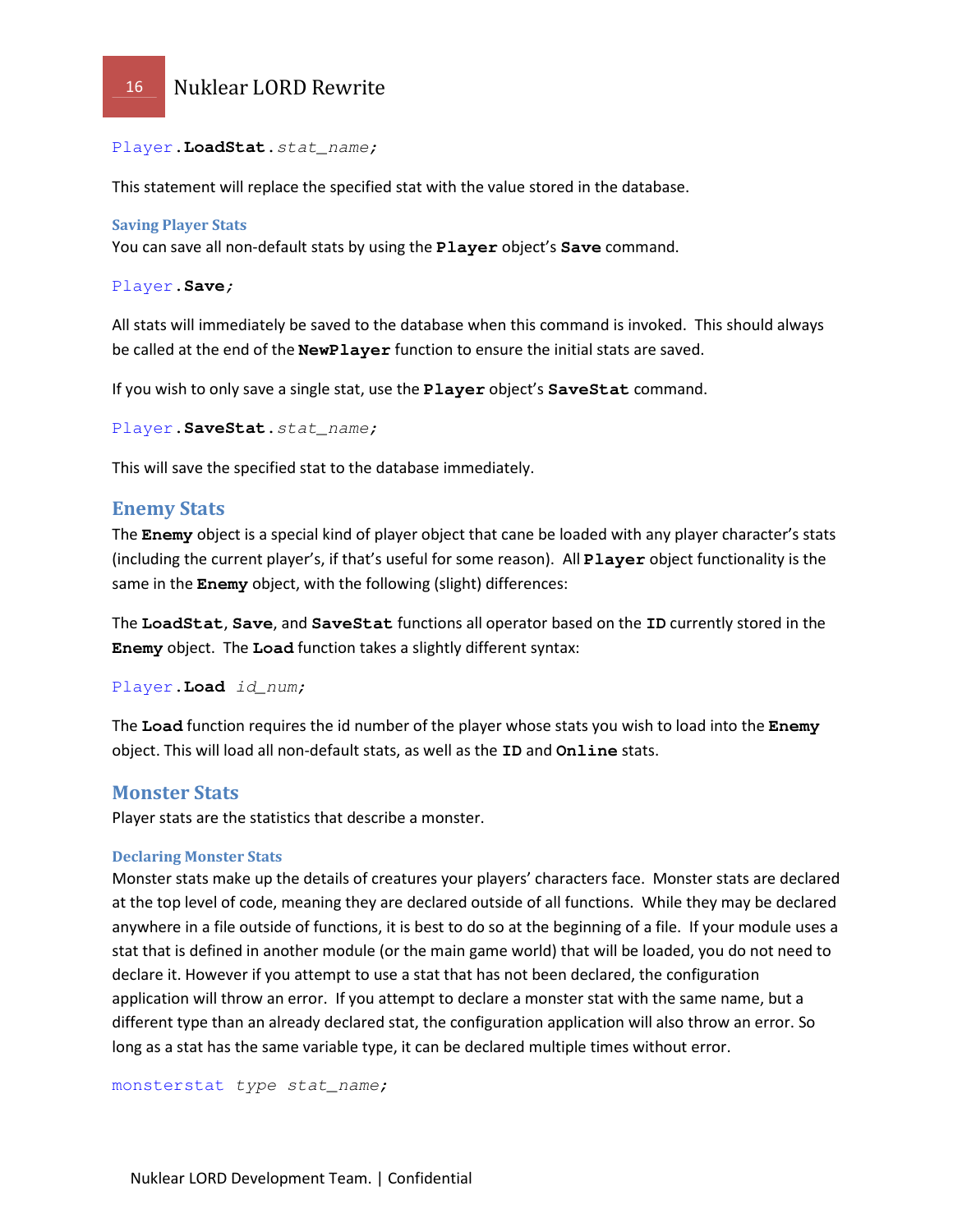```
Player.LoadStat.stat_name;
```

This statement will replace the specified stat with the value stored in the database.

### Saving Player Stats

You can save all non-default stats by using the **Player** object's **Save** command.

```
Player.Save;
```

All stats will immediately be saved to the database when this command is invoked. This should always be called at the end of the **NewPlayer** function to ensure the initial stats are saved.

If you wish to only save a single stat, use the **Player** object's **SaveStat** command.

```
Player.SaveStat.stat_name;
```

This will save the specified stat to the database immediately.

## Enemy Stats

The **Enemy** object is a special kind of player object that cane be loaded with any player character's stats (including the current player's, if that's useful for some reason). All **Player** object functionality is the same in the **Enemy** object, with the following (slight) differences:

The **LoadStat**, **Save**, and **SaveStat** functions all operator based on the **ID** currently stored in the **Enemy** object. The **Load** function takes a slightly different syntax:

```
Player.Load id_num;
```

The **Load** function requires the id number of the player whose stats you wish to load into the **Enemy** object. This will load all non-default stats, as well as the **ID** and **Online** stats.

## Monster Stats

Player stats are the statistics that describe a monster.

### Declaring Monster Stats

Monster stats make up the details of creatures your players' characters face. Monster stats are declared at the top level of code, meaning they are declared outside of all functions. While they may be declared anywhere in a file outside of functions, it is best to do so at the beginning of a file. If your module uses a stat that is defined in another module (or the main game world) that will be loaded, you do not need to declare it. However if you attempt to use a stat that has not been declared, the configuration application will throw an error. If you attempt to declare a monster stat with the same name, but a different type than an already declared stat, the configuration application will also throw an error. So long as a stat has the same variable type, it can be declared multiple times without error.

```
monsterstat type stat_name;
```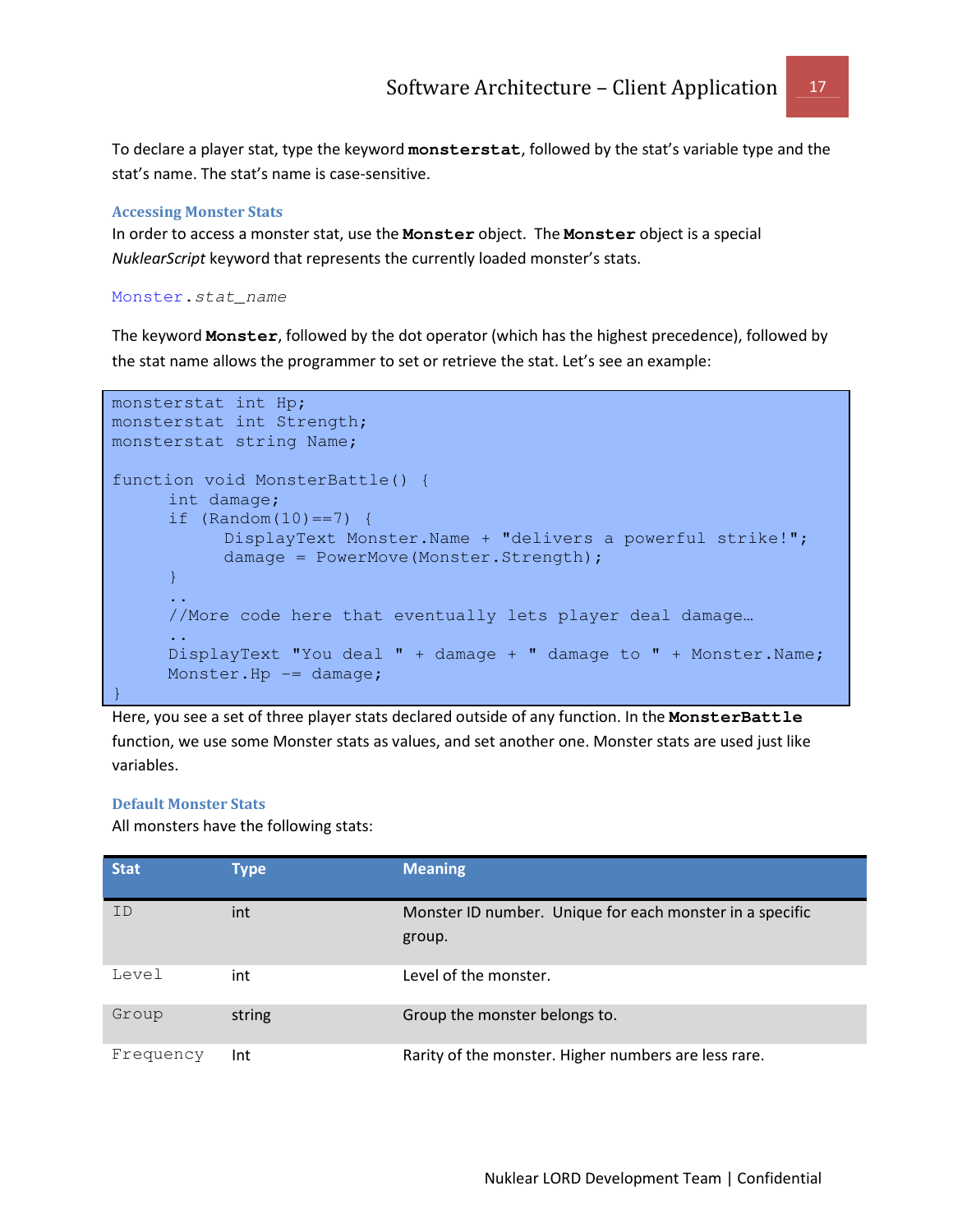To declare a player stat, type the keyword **monsterstat**, followed by the stat's variable type and the stat's name. The stat's name is case-sensitive.

### Accessing Monster Stats

In order to access a monster stat, use the **Monster** object. The **Monster** object is a special *NuklearScript* keyword that represents the currently loaded monster's stats.

```
Monster.stat_name
```

The keyword **Monster**, followed by the dot operator (which has the highest precedence), followed by the stat name allows the programmer to set or retrieve the stat. Let's see an example:

```
monsterstat int Hp;
monsterstat int Strength;
monsterstat string Name;

function void MonsterBattle() {
      int damage;
      if (Random(10)==7) {
            DisplayText Monster.Name + "delivers a powerful strike!";
            damage = PowerMove(Monster.Strength);
      }
      ..
      //More code here that eventually lets player deal damage…
      ..
      DisplayText "You deal " + damage + " damage to " + Monster.Name;
      Monster.Hp -= damage;
}
```

Here, you see a set of three player stats declared outside of any function. In the **MonsterBattle** function, we use some Monster stats as values, and set another one. Monster stats are used just like variables.

### Default Monster Stats

All monsters have the following stats:

| Stat | Type | Meaning |
|---|---|---|
| ID | int | Monster ID number. Unique for each monster in a specific group. |
| Level | int | Level of the monster. |
| Group | string | Group the monster belongs to. |
| Frequency | Int | Rarity of the monster. Higher numbers are less rare. |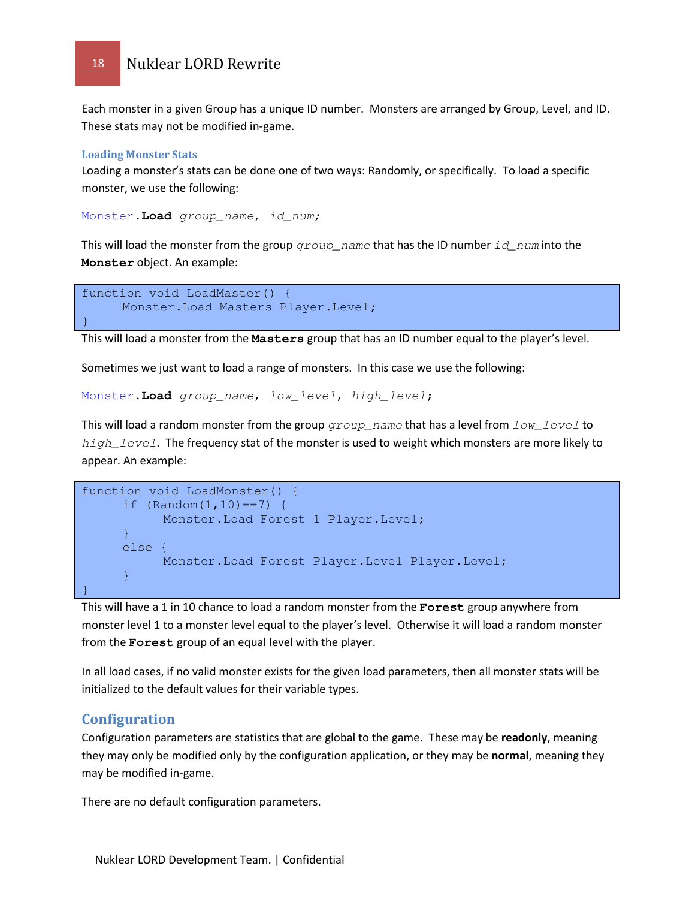Each monster in a given Group has a unique ID number. Monsters are arranged by Group, Level, and ID. These stats may not be modified in-game.

### Loading Monster Stats

Loading a monster's stats can be done one of two ways: Randomly, or specifically. To load a specific monster, we use the following:

```
Monster.Load group_name, id_num;
```

This will load the monster from the group *group_name* that has the ID number *id_num* into the **Monster** object. An example:

```
function void LoadMaster() {
      Monster.Load Masters Player.Level;
}
```

This will load a monster from the **Masters** group that has an ID number equal to the player's level.

Sometimes we just want to load a range of monsters. In this case we use the following:

```
Monster.Load group_name, low_level, high_level;
```

This will load a random monster from the group *group_name* that has a level from *low_level* to *high_level*. The frequency stat of the monster is used to weight which monsters are more likely to appear. An example:

```
function void LoadMonster() {
      if (Random(1,10)==7) {
            Monster.Load Forest 1 Player.Level;
      }
      else {
            Monster.Load Forest Player.Level Player.Level;
      }
}
```

This will have a 1 in 10 chance to load a random monster from the **Forest** group anywhere from monster level 1 to a monster level equal to the player's level. Otherwise it will load a random monster from the **Forest** group of an equal level with the player.

In all load cases, if no valid monster exists for the given load parameters, then all monster stats will be initialized to the default values for their variable types.

## Configuration

Configuration parameters are statistics that are global to the game. These may be **readonly**, meaning they may only be modified only by the configuration application, or they may be **normal**, meaning they may be modified in-game.

There are no default configuration parameters.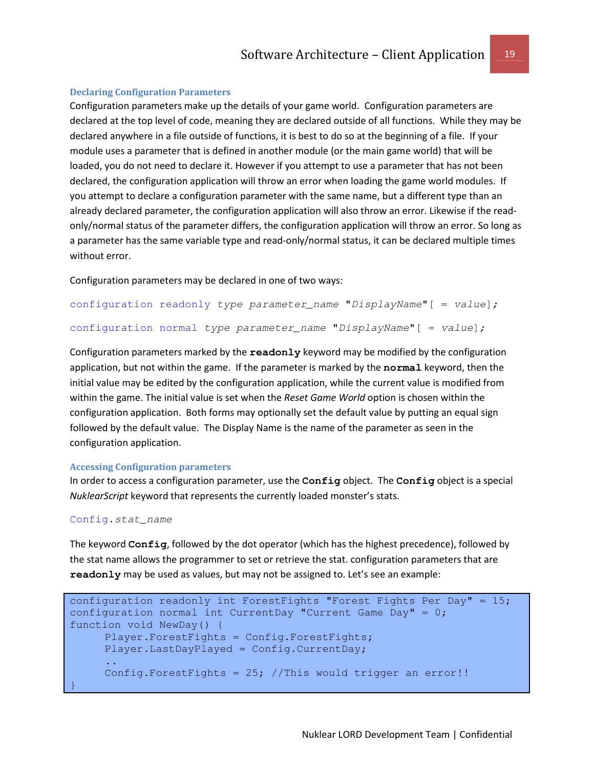### Declaring Configuration Parameters

Configuration parameters make up the details of your game world. Configuration parameters are declared at the top level of code, meaning they are declared outside of all functions. While they may be declared anywhere in a file outside of functions, it is best to do so at the beginning of a file. If your module uses a parameter that is defined in another module (or the main game world) that will be loaded, you do not need to declare it. However if you attempt to use a parameter that has not been declared, the configuration application will throw an error when loading the game world modules. If you attempt to declare a configuration parameter with the same name, but a different type than an already declared parameter, the configuration application will also throw an error. Likewise if the read-only/normal status of the parameter differs, the configuration application will throw an error. So long as a parameter has the same variable type and read-only/normal status, it can be declared multiple times without error.

Configuration parameters may be declared in one of two ways:

```
configuration readonly type parameter_name "DisplayName"[ = value];
```

```
configuration normal type parameter_name "DisplayName"[ = value];
```

Configuration parameters marked by the **`readonly`** keyword may be modified by the configuration application, but not within the game. If the parameter is marked by the **`normal`** keyword, then the initial value may be edited by the configuration application, while the current value is modified from within the game. The initial value is set when the *Reset Game World* option is chosen within the configuration application. Both forms may optionally set the default value by putting an equal sign followed by the default value. The Display Name is the name of the parameter as seen in the configuration application.

### Accessing Configuration parameters

In order to access a configuration parameter, use the **`Config`** object. The **`Config`** object is a special *NuklearScript* keyword that represents the currently loaded monster's stats.

```
Config.stat_name
```

The keyword **`Config`**, followed by the dot operator (which has the highest precedence), followed by the stat name allows the programmer to set or retrieve the stat. configuration parameters that are **`readonly`** may be used as values, but may not be assigned to. Let's see an example:

```
configuration readonly int ForestFights "Forest Fights Per Day" = 15;
configuration normal int CurrentDay "Current Game Day" = 0;
function void NewDay() {
      Player.ForestFights = Config.ForestFights;
      Player.LastDayPlayed = Config.CurrentDay;
      ..
      Config.ForestFights = 25; //This would trigger an error!!
}
```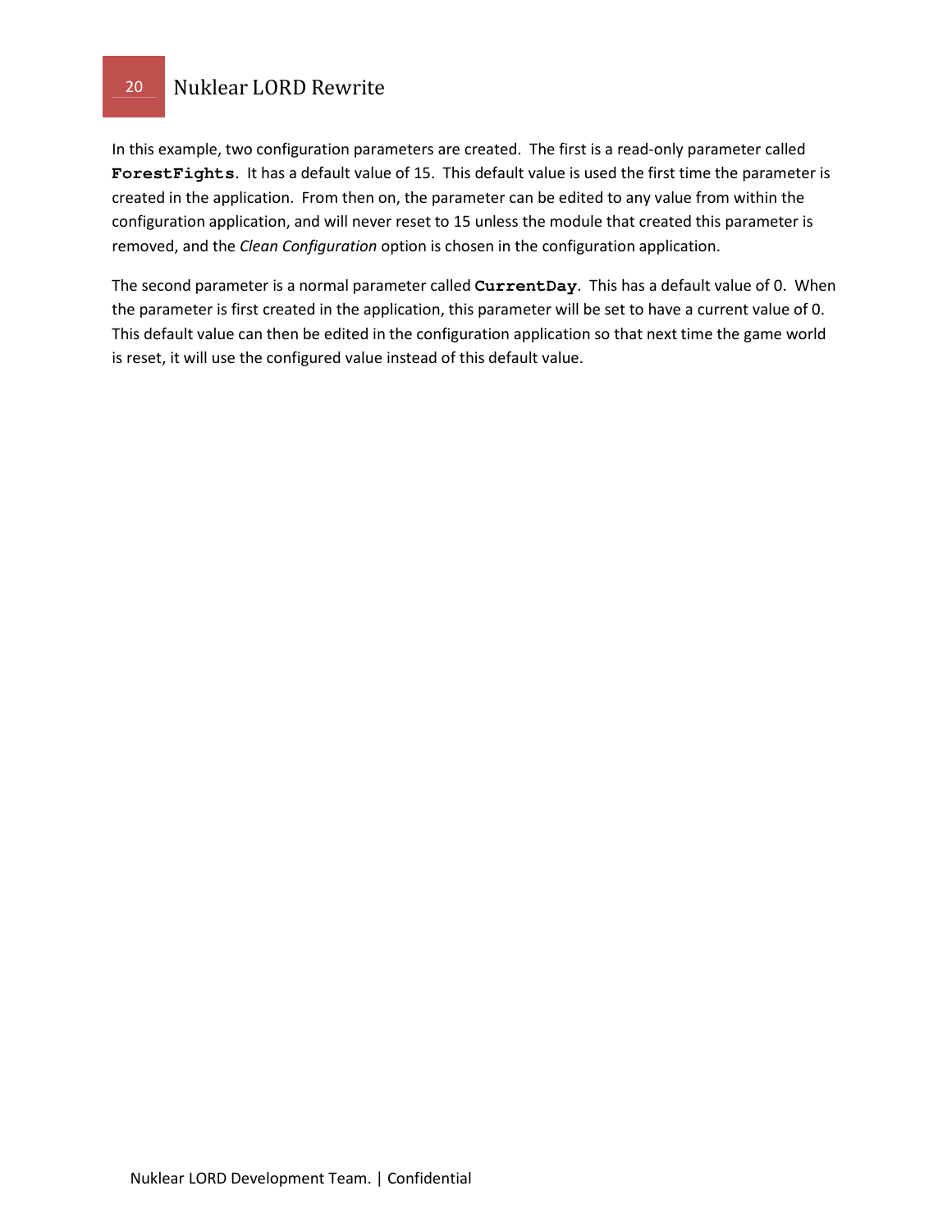In this example, two configuration parameters are created. The first is a read-only parameter called **`ForestFights`**. It has a default value of 15. This default value is used the first time the parameter is created in the application. From then on, the parameter can be edited to any value from within the configuration application, and will never reset to 15 unless the module that created this parameter is removed, and the *Clean Configuration* option is chosen in the configuration application.

The second parameter is a normal parameter called **`CurrentDay`**. This has a default value of 0. When the parameter is first created in the application, this parameter will be set to have a current value of 0. This default value can then be edited in the configuration application so that next time the game world is reset, it will use the configured value instead of this default value.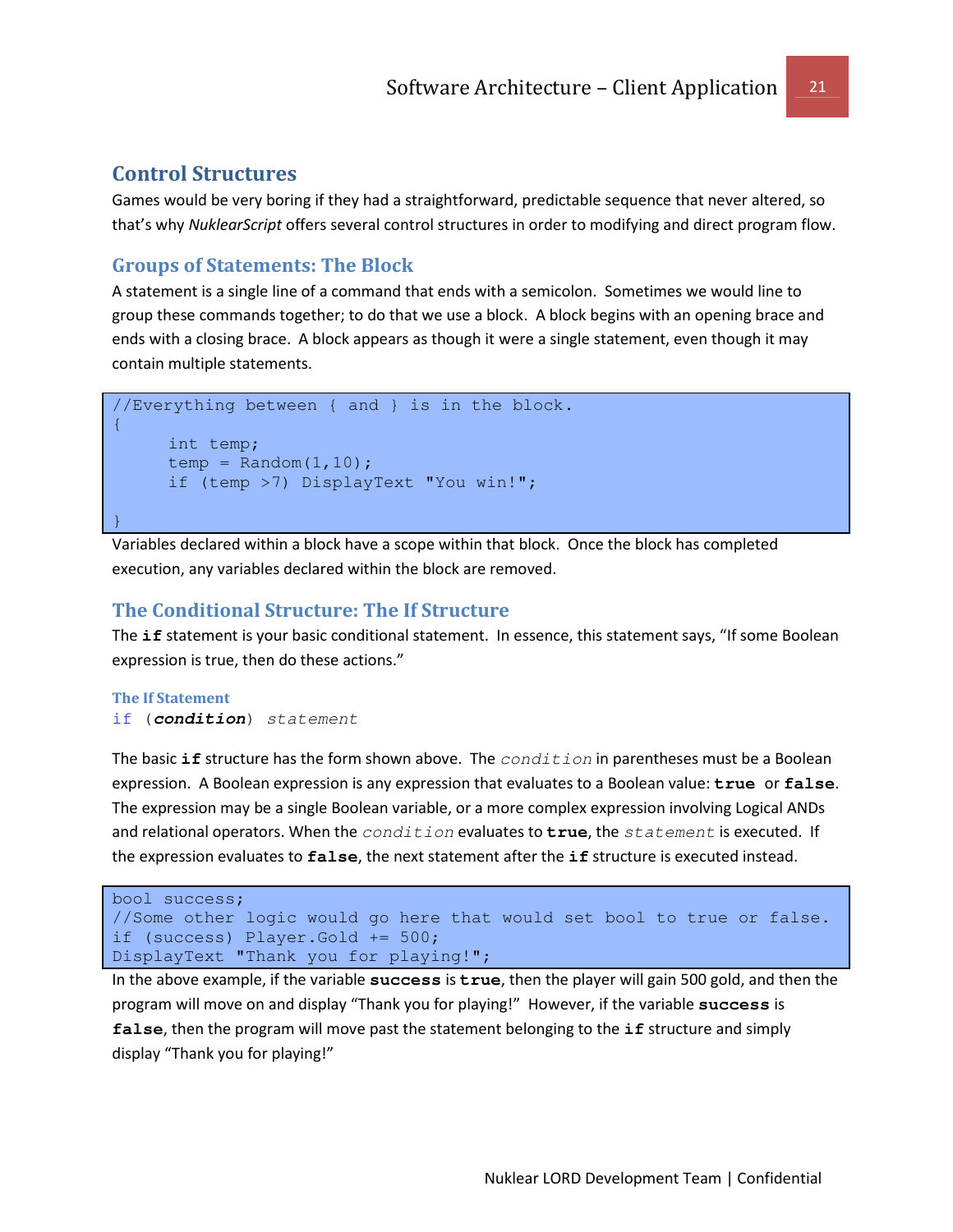## Control Structures

Games would be very boring if they had a straightforward, predictable sequence that never altered, so that's why *NuklearScript* offers several control structures in order to modifying and direct program flow.

### Groups of Statements: The Block

A statement is a single line of a command that ends with a semicolon. Sometimes we would line to group these commands together; to do that we use a block. A block begins with an opening brace and ends with a closing brace. A block appears as though it were a single statement, even though it may contain multiple statements.

```
//Everything between { and } is in the block.
{
      int temp;
      temp = Random(1,10);
      if (temp >7) DisplayText "You win!";

}
```

Variables declared within a block have a scope within that block. Once the block has completed execution, any variables declared within the block are removed.

### The Conditional Structure: The If Structure

The **if** statement is your basic conditional statement. In essence, this statement says, "If some Boolean expression is true, then do these actions."

#### The If Statement

```
if (condition) statement
```

The basic **if** structure has the form shown above. The *condition* in parentheses must be a Boolean expression. A Boolean expression is any expression that evaluates to a Boolean value: **true** or **false**. The expression may be a single Boolean variable, or a more complex expression involving Logical ANDs and relational operators. When the *condition* evaluates to **true**, the *statement* is executed. If the expression evaluates to **false**, the next statement after the **if** structure is executed instead.

```
bool success;
//Some other logic would go here that would set bool to true or false.
if (success) Player.Gold += 500;
DisplayText "Thank you for playing!";
```

In the above example, if the variable **success** is **true**, then the player will gain 500 gold, and then the program will move on and display "Thank you for playing!" However, if the variable **success** is **false**, then the program will move past the statement belonging to the **if** structure and simply display "Thank you for playing!"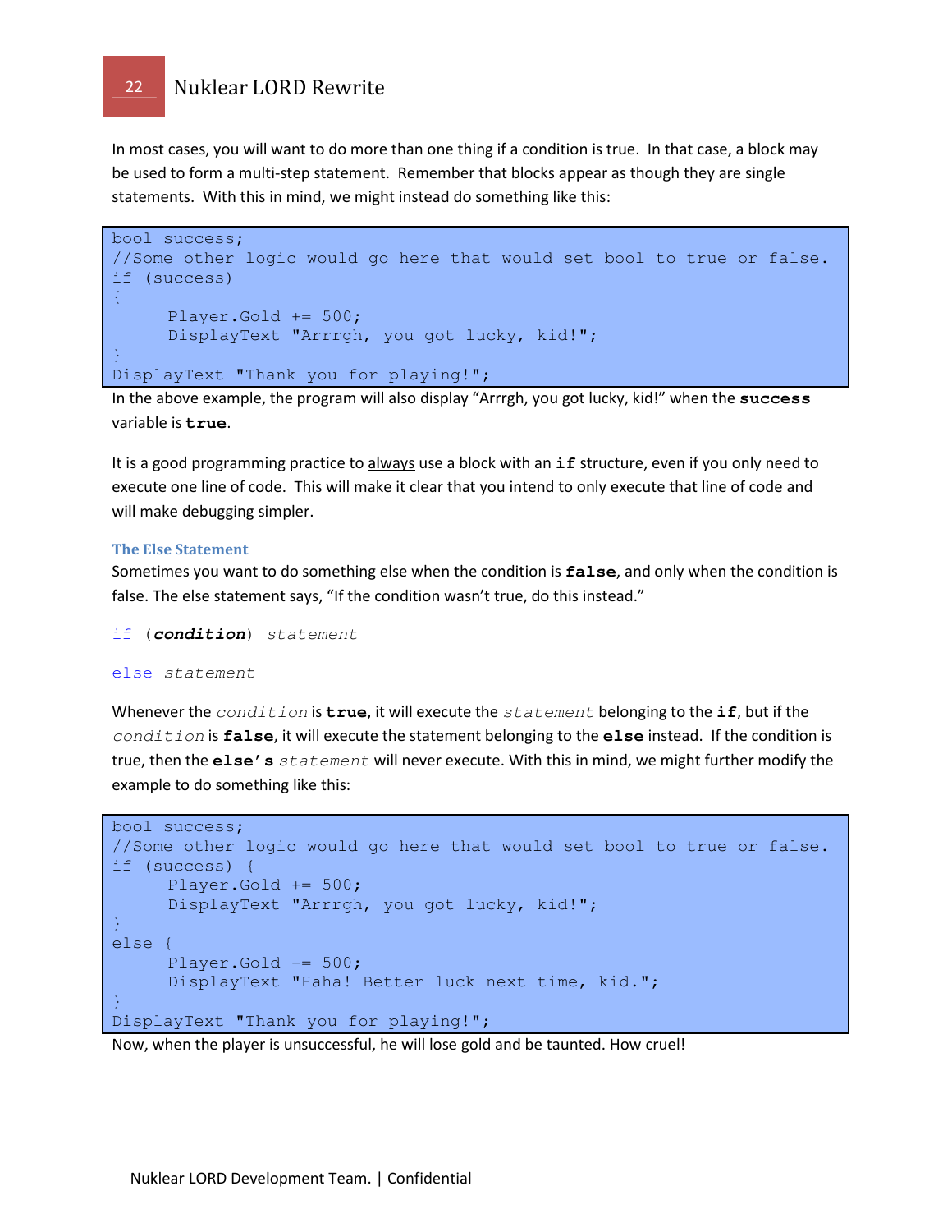In most cases, you will want to do more than one thing if a condition is true. In that case, a block may be used to form a multi-step statement. Remember that blocks appear as though they are single statements. With this in mind, we might instead do something like this:

```
bool success;
//Some other logic would go here that would set bool to true or false.
if (success)
{
      Player.Gold += 500;
      DisplayText "Arrrgh, you got lucky, kid!";
}
DisplayText "Thank you for playing!";
```

In the above example, the program will also display "Arrrgh, you got lucky, kid!" when the **`success`** variable is **`true`**.

It is a good programming practice to <u>always</u> use a block with an **`if`** structure, even if you only need to execute one line of code. This will make it clear that you intend to only execute that line of code and will make debugging simpler.

### The Else Statement

Sometimes you want to do something else when the condition is **`false`**, and only when the condition is false. The else statement says, "If the condition wasn't true, do this instead."

```
if (condition) statement

else statement
```

Whenever the *`condition`* is **`true`**, it will execute the *`statement`* belonging to the **`if`**, but if the *`condition`* is **`false`**, it will execute the statement belonging to the **`else`** instead. If the condition is true, then the **`else's`** *`statement`* will never execute. With this in mind, we might further modify the example to do something like this:

```
bool success;
//Some other logic would go here that would set bool to true or false.
if (success) {
      Player.Gold += 500;
      DisplayText "Arrrgh, you got lucky, kid!";
}
else {
      Player.Gold -= 500;
      DisplayText "Haha! Better luck next time, kid.";
}
DisplayText "Thank you for playing!";
```

Now, when the player is unsuccessful, he will lose gold and be taunted. How cruel!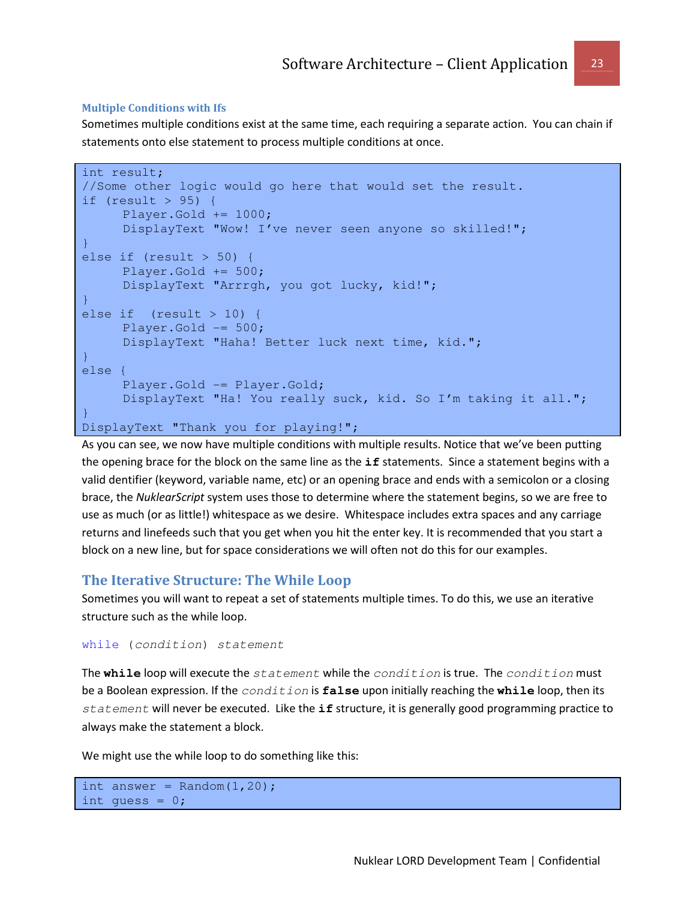### Multiple Conditions with Ifs

Sometimes multiple conditions exist at the same time, each requiring a separate action. You can chain if statements onto else statement to process multiple conditions at once.

```
int result;
//Some other logic would go here that would set the result.
if (result > 95) {
      Player.Gold += 1000;
      DisplayText "Wow! I’ve never seen anyone so skilled!";
}
else if (result > 50) {
      Player.Gold += 500;
      DisplayText "Arrrgh, you got lucky, kid!";
}
else if  (result > 10) {
      Player.Gold -= 500;
      DisplayText "Haha! Better luck next time, kid.";
}
else {
      Player.Gold -= Player.Gold;
      DisplayText "Ha! You really suck, kid. So I’m taking it all.";
}
DisplayText "Thank you for playing!";
```

As you can see, we now have multiple conditions with multiple results. Notice that we’ve been putting the opening brace for the block on the same line as the **if** statements. Since a statement begins with a valid dentifier (keyword, variable name, etc) or an opening brace and ends with a semicolon or a closing brace, the *NuklearScript* system uses those to determine where the statement begins, so we are free to use as much (or as little!) whitespace as we desire. Whitespace includes extra spaces and any carriage returns and linefeeds such that you get when you hit the enter key. It is recommended that you start a block on a new line, but for space considerations we will often not do this for our examples.

## The Iterative Structure: The While Loop

Sometimes you will want to repeat a set of statements multiple times. To do this, we use an iterative structure such as the while loop.

```
while (condition) statement
```

The **while** loop will execute the *statement* while the *condition* is true. The *condition* must be a Boolean expression. If the *condition* is **false** upon initially reaching the **while** loop, then its *statement* will never be executed. Like the **if** structure, it is generally good programming practice to always make the statement a block.

We might use the while loop to do something like this:

```
int answer = Random(1,20);
int guess = 0;
```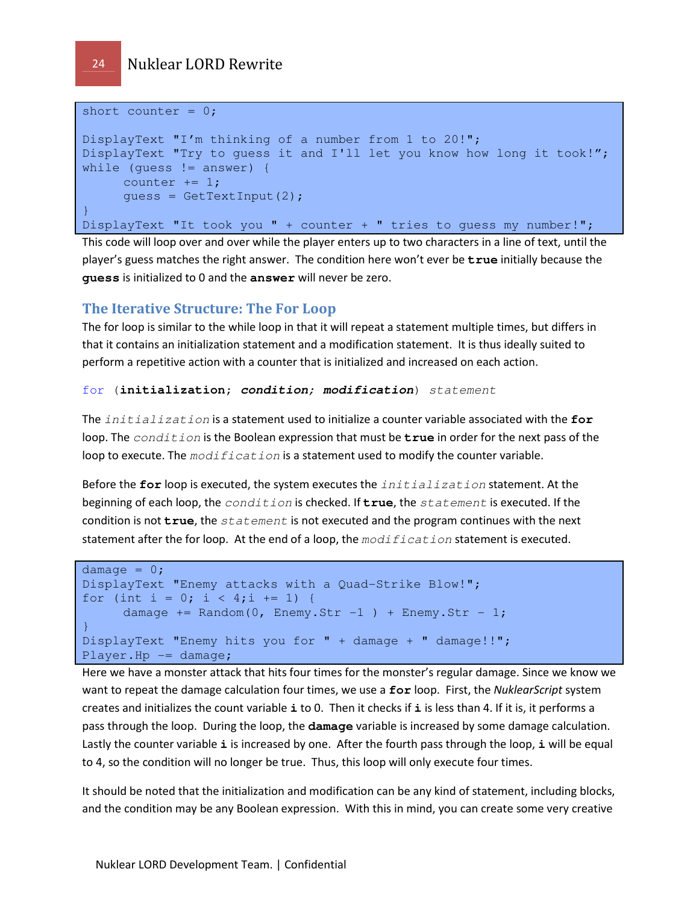```
short counter = 0;

DisplayText "I'm thinking of a number from 1 to 20!";
DisplayText "Try to guess it and I'll let you know how long it took!";
while (guess != answer) {
      counter += 1;
      guess = GetTextInput(2);
}
DisplayText "It took you " + counter + " tries to guess my number!";
```

This code will loop over and over while the player enters up to two characters in a line of text, until the player's guess matches the right answer. The condition here won't ever be **`true`** initially because the **`guess`** is initialized to 0 and the **`answer`** will never be zero.

## The Iterative Structure: The For Loop

The for loop is similar to the while loop in that it will repeat a statement multiple times, but differs in that it contains an initialization statement and a modification statement. It is thus ideally suited to perform a repetitive action with a counter that is initialized and increased on each action.

```
for (initialization; condition; modification) statement
```

The *`initialization`* is a statement used to initialize a counter variable associated with the **`for`** loop. The *`condition`* is the Boolean expression that must be **`true`** in order for the next pass of the loop to execute. The *`modification`* is a statement used to modify the counter variable.

Before the **`for`** loop is executed, the system executes the *`initialization`* statement. At the beginning of each loop, the *`condition`* is checked. If **`true`**, the *`statement`* is executed. If the condition is not **`true`**, the *`statement`* is not executed and the program continues with the next statement after the for loop. At the end of a loop, the *`modification`* statement is executed.

```
damage = 0;
DisplayText "Enemy attacks with a Quad-Strike Blow!";
for (int i = 0; i < 4;i += 1) {
      damage += Random(0, Enemy.Str -1 ) + Enemy.Str - 1;
}
DisplayText "Enemy hits you for " + damage + " damage!!";
Player.Hp -= damage;
```

Here we have a monster attack that hits four times for the monster's regular damage. Since we know we want to repeat the damage calculation four times, we use a **`for`** loop. First, the *NuklearScript* system creates and initializes the count variable **`i`** to 0. Then it checks if **`i`** is less than 4. If it is, it performs a pass through the loop. During the loop, the **`damage`** variable is increased by some damage calculation. Lastly the counter variable **`i`** is increased by one. After the fourth pass through the loop, **`i`** will be equal to 4, so the condition will no longer be true. Thus, this loop will only execute four times.

It should be noted that the initialization and modification can be any kind of statement, including blocks, and the condition may be any Boolean expression. With this in mind, you can create some very creative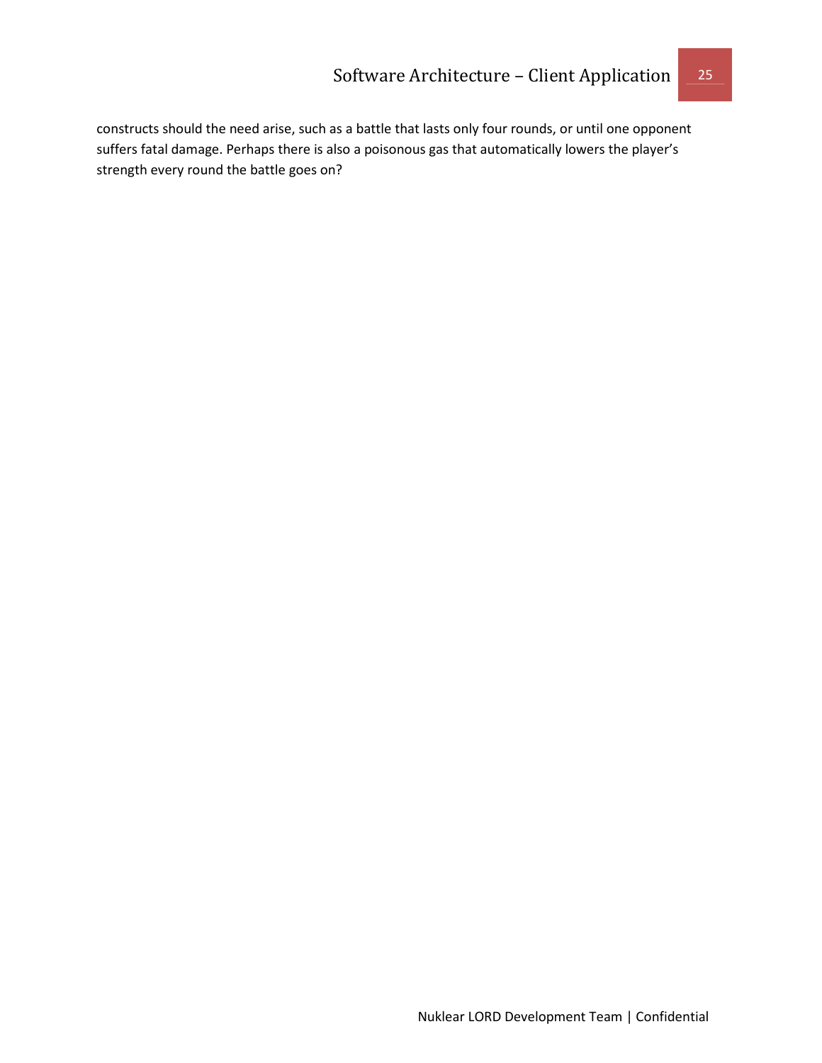constructs should the need arise, such as a battle that lasts only four rounds, or until one opponent suffers fatal damage. Perhaps there is also a poisonous gas that automatically lowers the player's strength every round the battle goes on?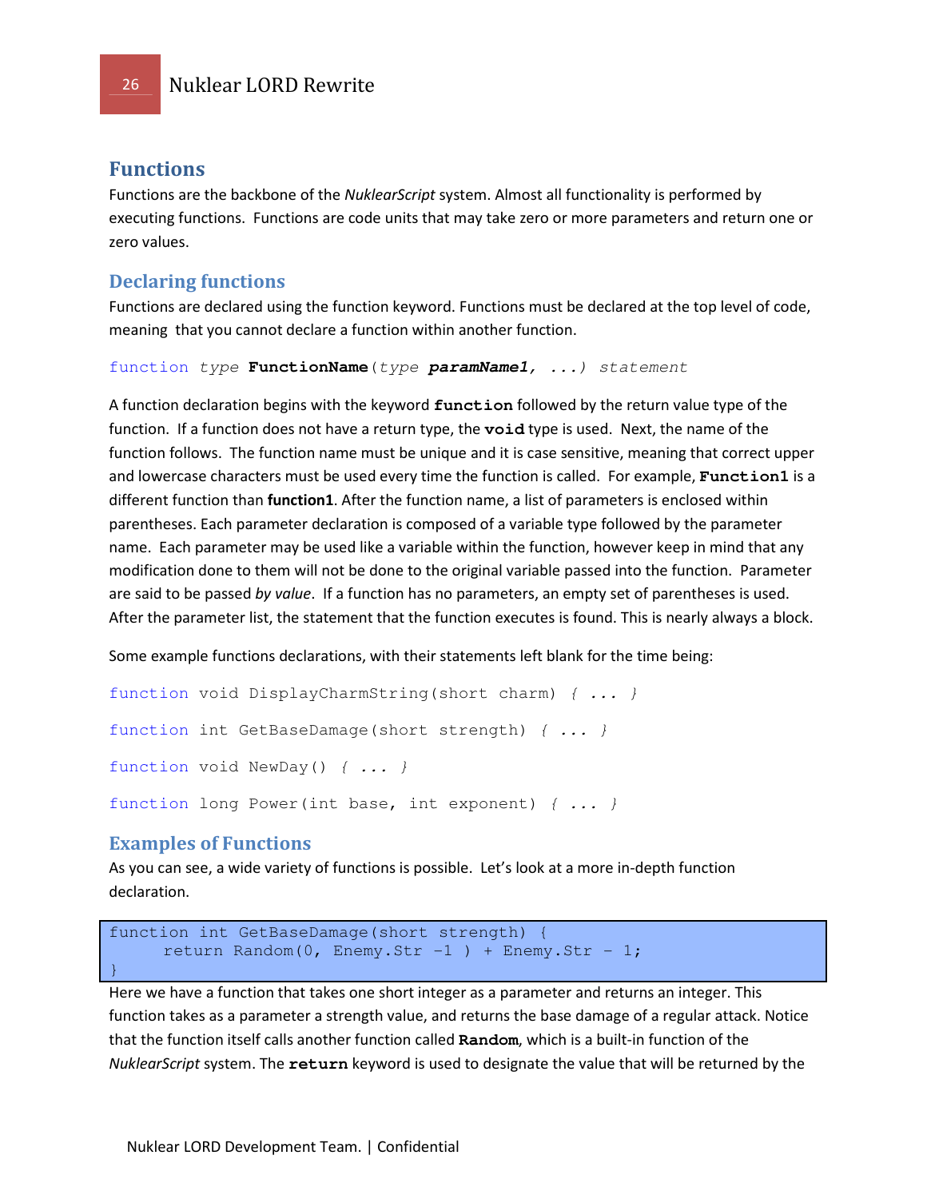## Functions

Functions are the backbone of the *NuklearScript* system. Almost all functionality is performed by executing functions. Functions are code units that may take zero or more parameters and return one or zero values.

### Declaring functions

Functions are declared using the function keyword. Functions must be declared at the top level of code, meaning that you cannot declare a function within another function.

```
function type FunctionName(type paramName1, ...) statement
```

A function declaration begins with the keyword **`function`** followed by the return value type of the function. If a function does not have a return type, the **`void`** type is used. Next, the name of the function follows. The function name must be unique and it is case sensitive, meaning that correct upper and lowercase characters must be used every time the function is called. For example, **`Function1`** is a different function than **function1**. After the function name, a list of parameters is enclosed within parentheses. Each parameter declaration is composed of a variable type followed by the parameter name. Each parameter may be used like a variable within the function, however keep in mind that any modification done to them will not be done to the original variable passed into the function. Parameter are said to be passed *by value*. If a function has no parameters, an empty set of parentheses is used. After the parameter list, the statement that the function executes is found. This is nearly always a block.

Some example functions declarations, with their statements left blank for the time being:

```
function void DisplayCharmString(short charm) { ... }

function int GetBaseDamage(short strength) { ... }

function void NewDay() { ... }

function long Power(int base, int exponent) { ... }
```

### Examples of Functions

As you can see, a wide variety of functions is possible. Let's look at a more in-depth function declaration.

```
function int GetBaseDamage(short strength) {
     return Random(0, Enemy.Str -1 ) + Enemy.Str - 1;
}
```

Here we have a function that takes one short integer as a parameter and returns an integer. This function takes as a parameter a strength value, and returns the base damage of a regular attack. Notice that the function itself calls another function called **`Random`**, which is a built-in function of the *NuklearScript* system. The **`return`** keyword is used to designate the value that will be returned by the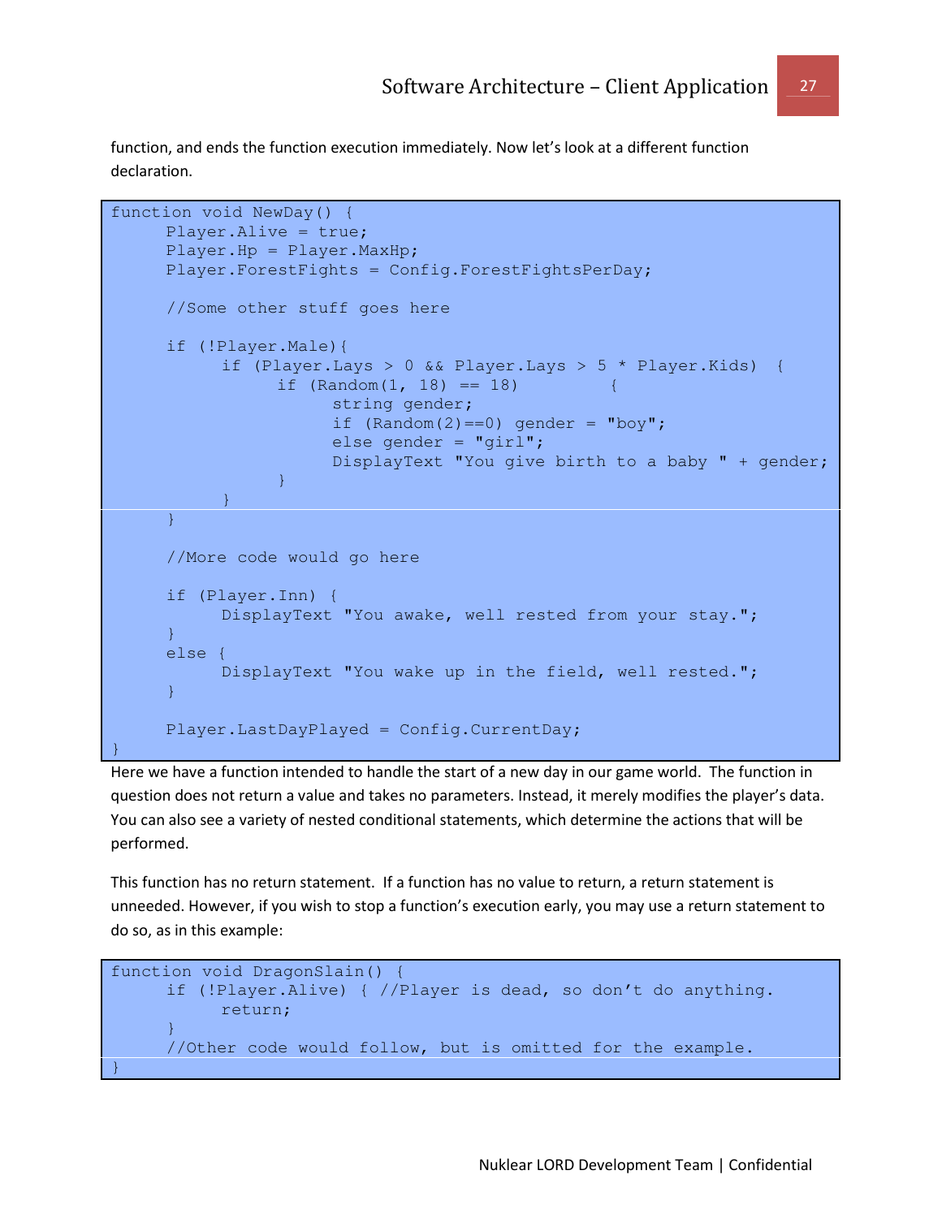function, and ends the function execution immediately. Now let's look at a different function declaration.

```
function void NewDay() {
      Player.Alive = true;
      Player.Hp = Player.MaxHp;
      Player.ForestFights = Config.ForestFightsPerDay;

      //Some other stuff goes here

      if (!Player.Male){
            if (Player.Lays > 0 && Player.Lays > 5 * Player.Kids)  {
                  if (Random(1, 18) == 18)         {
                        string gender;
                        if (Random(2)==0) gender = "boy";
                        else gender = "girl";
                        DisplayText "You give birth to a baby " + gender;
                  }
            }
      }

      //More code would go here

      if (Player.Inn) {
            DisplayText "You awake, well rested from your stay.";
      }
      else {
            DisplayText "You wake up in the field, well rested.";
      }

      Player.LastDayPlayed = Config.CurrentDay;
}
```

Here we have a function intended to handle the start of a new day in our game world. The function in question does not return a value and takes no parameters. Instead, it merely modifies the player's data. You can also see a variety of nested conditional statements, which determine the actions that will be performed.

This function has no return statement. If a function has no value to return, a return statement is unneeded. However, if you wish to stop a function's execution early, you may use a return statement to do so, as in this example:

```
function void DragonSlain() {
      if (!Player.Alive) { //Player is dead, so don't do anything.
            return;
      }
      //Other code would follow, but is omitted for the example.
}
```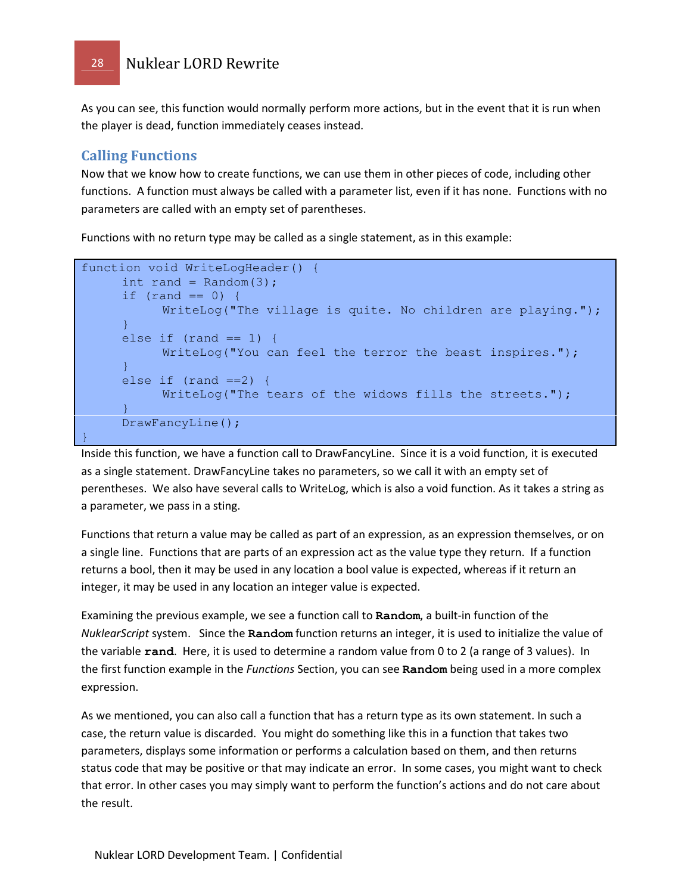As you can see, this function would normally perform more actions, but in the event that it is run when the player is dead, function immediately ceases instead.

## Calling Functions

Now that we know how to create functions, we can use them in other pieces of code, including other functions. A function must always be called with a parameter list, even if it has none. Functions with no parameters are called with an empty set of parentheses.

Functions with no return type may be called as a single statement, as in this example:

```
function void WriteLogHeader() {
      int rand = Random(3);
      if (rand == 0) {
            WriteLog("The village is quite. No children are playing.");
      }
      else if (rand == 1) {
            WriteLog("You can feel the terror the beast inspires.");
      }
      else if (rand ==2) {
            WriteLog("The tears of the widows fills the streets.");
      }
      DrawFancyLine();
}
```

Inside this function, we have a function call to DrawFancyLine. Since it is a void function, it is executed as a single statement. DrawFancyLine takes no parameters, so we call it with an empty set of perentheses. We also have several calls to WriteLog, which is also a void function. As it takes a string as a parameter, we pass in a sting.

Functions that return a value may be called as part of an expression, as an expression themselves, or on a single line. Functions that are parts of an expression act as the value type they return. If a function returns a bool, then it may be used in any location a bool value is expected, whereas if it return an integer, it may be used in any location an integer value is expected.

Examining the previous example, we see a function call to **Random**, a built-in function of the *NuklearScript* system. Since the **Random** function returns an integer, it is used to initialize the value of the variable **rand**. Here, it is used to determine a random value from 0 to 2 (a range of 3 values). In the first function example in the *Functions* Section, you can see **Random** being used in a more complex expression.

As we mentioned, you can also call a function that has a return type as its own statement. In such a case, the return value is discarded. You might do something like this in a function that takes two parameters, displays some information or performs a calculation based on them, and then returns status code that may be positive or that may indicate an error. In some cases, you might want to check that error. In other cases you may simply want to perform the function's actions and do not care about the result.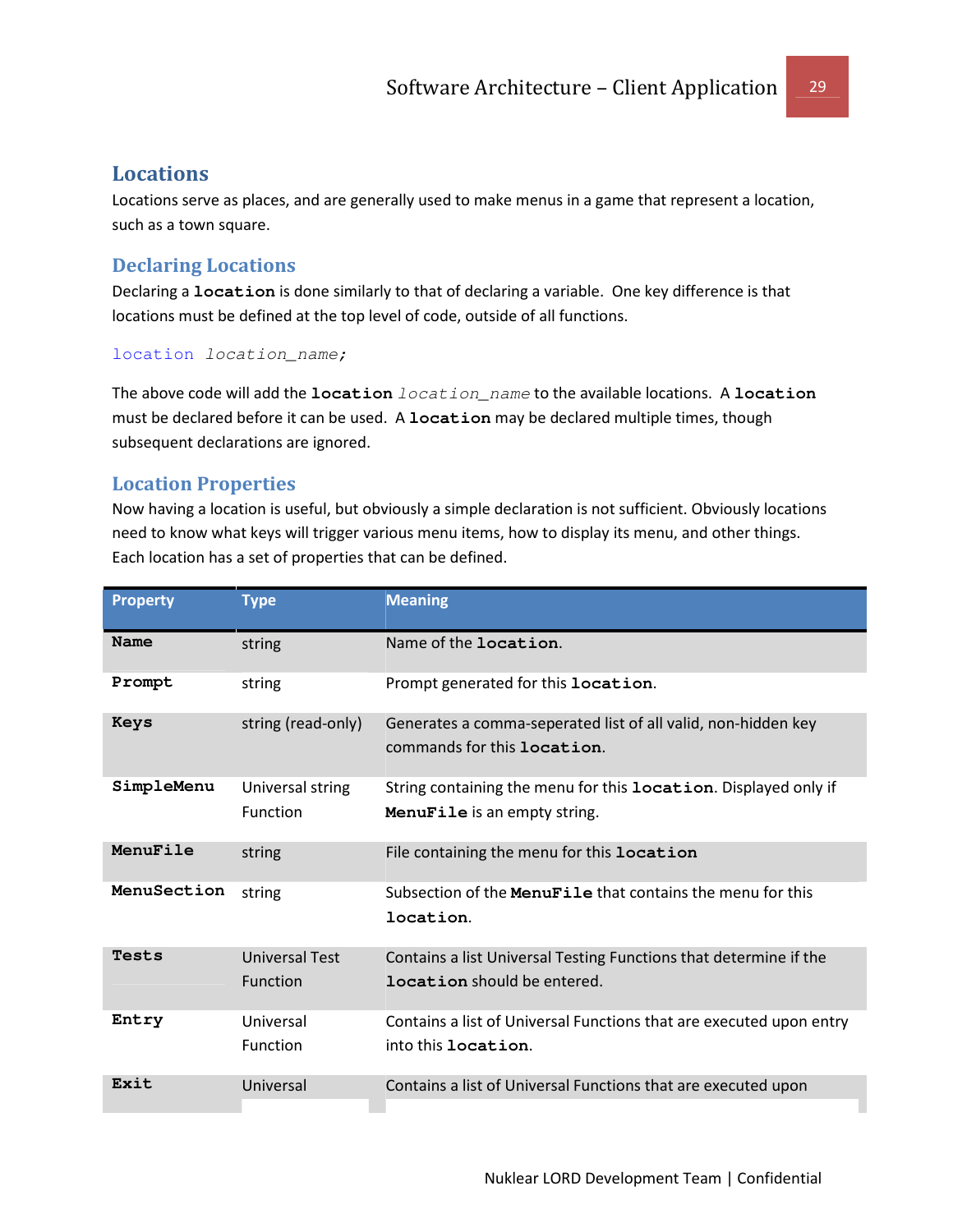## Locations

Locations serve as places, and are generally used to make menus in a game that represent a location, such as a town square.

### Declaring Locations

Declaring a **`location`** is done similarly to that of declaring a variable. One key difference is that locations must be defined at the top level of code, outside of all functions.

```
location location_name;
```

The above code will add the **`location`** *`location_name`* to the available locations. A **`location`** must be declared before it can be used. A **`location`** may be declared multiple times, though subsequent declarations are ignored.

### Location Properties

Now having a location is useful, but obviously a simple declaration is not sufficient. Obviously locations need to know what keys will trigger various menu items, how to display its menu, and other things. Each location has a set of properties that can be defined.

| Property | Type | Meaning |
|---|---|---|
| **`Name`** | string | Name of the **`location`**. |
| **`Prompt`** | string | Prompt generated for this **`location`**. |
| **`Keys`** | string (read-only) | Generates a comma-seperated list of all valid, non-hidden key commands for this **`location`**. |
| **`SimpleMenu`** | Universal string Function | String containing the menu for this **`location`**. Displayed only if **`MenuFile`** is an empty string. |
| **`MenuFile`** | string | File containing the menu for this **`location`** |
| **`MenuSection`** | string | Subsection of the **`MenuFile`** that contains the menu for this **`location`**. |
| **`Tests`** | Universal Test Function | Contains a list Universal Testing Functions that determine if the **`location`** should be entered. |
| **`Entry`** | Universal Function | Contains a list of Universal Functions that are executed upon entry into this **`location`**. |
| **`Exit`** | Universal | Contains a list of Universal Functions that are executed upon |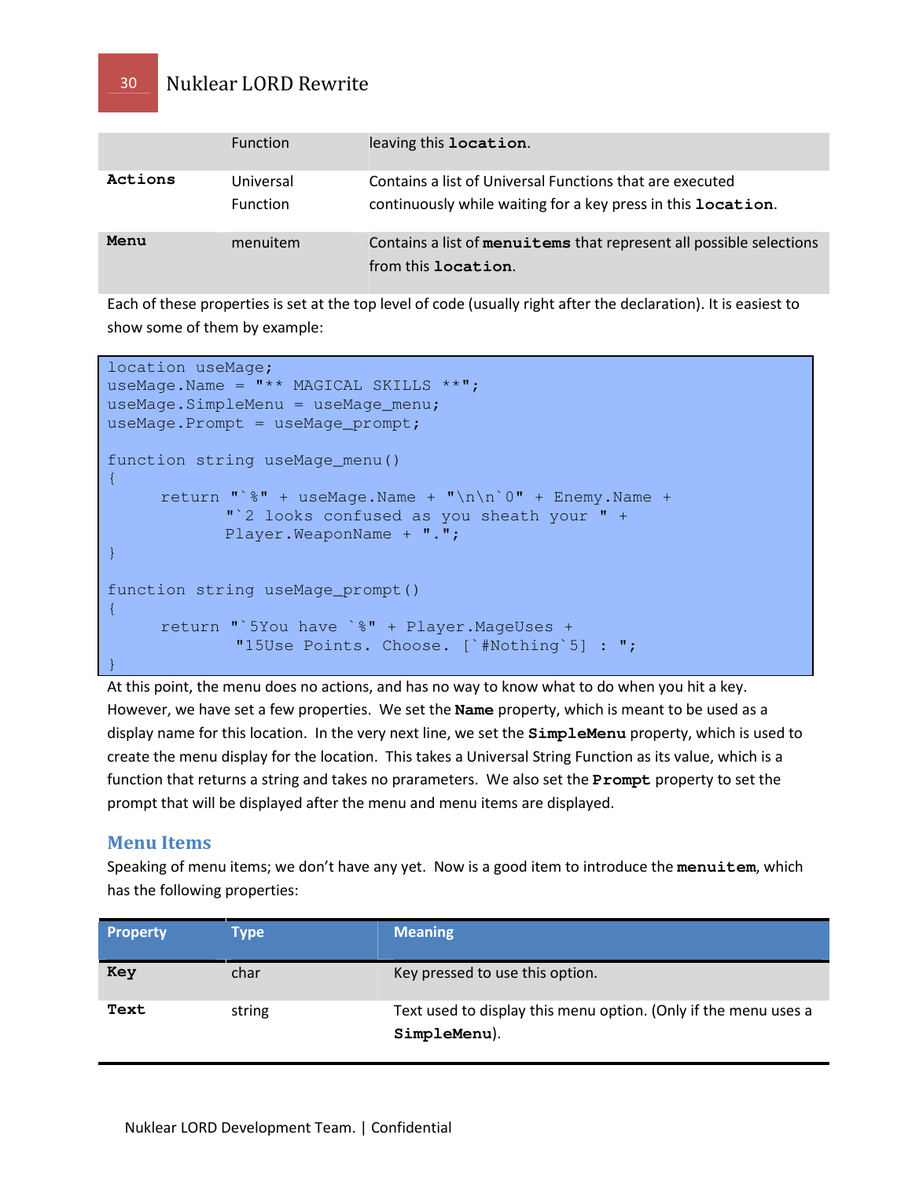| | Function | leaving this **location**. |
|---|---|---|
| **Actions** | Universal Function | Contains a list of Universal Functions that are executed continuously while waiting for a key press in this **location**. |
| **Menu** | menuitem | Contains a list of **menuitems** that represent all possible selections from this **location**. |

Each of these properties is set at the top level of code (usually right after the declaration). It is easiest to show some of them by example:

```
location useMage;
useMage.Name = "** MAGICAL SKILLS **";
useMage.SimpleMenu = useMage_menu;
useMage.Prompt = useMage_prompt;

function string useMage_menu()
{
     return "`%" + useMage.Name + "\n\n`0" + Enemy.Name +
           "`2 looks confused as you sheath your " +
           Player.WeaponName + ".";
}

function string useMage_prompt()
{
     return "`5You have `%" + Player.MageUses +
            "15Use Points. Choose. [`#Nothing`5] : ";
}
```

At this point, the menu does no actions, and has no way to know what to do when you hit a key. However, we have set a few properties. We set the **Name** property, which is meant to be used as a display name for this location. In the very next line, we set the **SimpleMenu** property, which is used to create the menu display for the location. This takes a Universal String Function as its value, which is a function that returns a string and takes no prarameters. We also set the **Prompt** property to set the prompt that will be displayed after the menu and menu items are displayed.

## Menu Items

Speaking of menu items; we don't have any yet. Now is a good item to introduce the **menuitem**, which has the following properties:

| Property | Type | Meaning |
|---|---|---|
| **Key** | char | Key pressed to use this option. |
| **Text** | string | Text used to display this menu option. (Only if the menu uses a **SimpleMenu**). |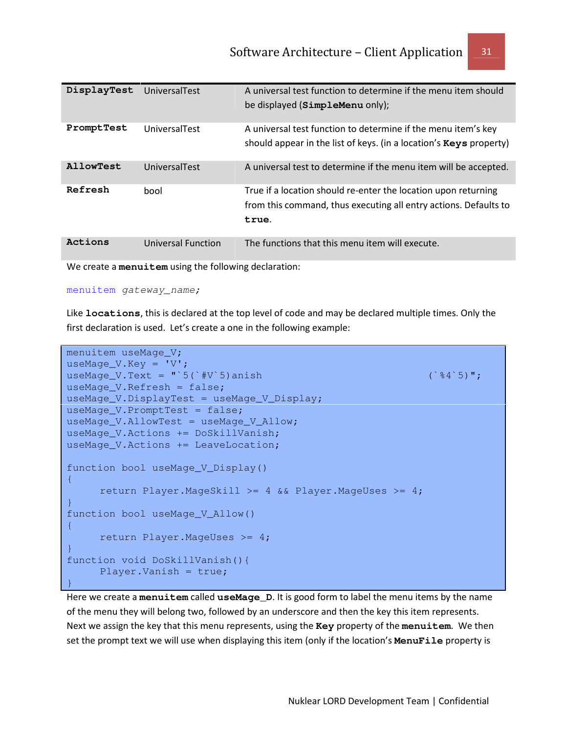| | | |
|---|---|---|
| **`DisplayTest`** | UniversalTest | A universal test function to determine if the menu item should be displayed (**`SimpleMenu`** only); |
| **`PromptTest`** | UniversalTest | A universal test function to determine if the menu item's key should appear in the list of keys. (in a location's **`Keys`** property) |
| **`AllowTest`** | UniversalTest | A universal test to determine if the menu item will be accepted. |
| **`Refresh`** | bool | True if a location should re-enter the location upon returning from this command, thus executing all entry actions. Defaults to **`true`**. |
| **`Actions`** | Universal Function | The functions that this menu item will execute. |

We create a **`menuitem`** using the following declaration:

```
menuitem gateway_name;
```

Like **`locations`**, this is declared at the top level of code and may be declared multiple times. Only the first declaration is used. Let's create a one in the following example:

```
menuitem useMage_V;
useMage_V.Key = 'V';
useMage_V.Text = "`5(`#V`5)anish                                    (`%4`5)";
useMage_V.Refresh = false;
useMage_V.DisplayTest = useMage_V_Display;
useMage_V.PromptTest = false;
useMage_V.AllowTest = useMage_V_Allow;
useMage_V.Actions += DoSkillVanish;
useMage_V.Actions += LeaveLocation;

function bool useMage_V_Display()
{
      return Player.MageSkill >= 4 && Player.MageUses >= 4;
}
function bool useMage_V_Allow()
{
      return Player.MageUses >= 4;
}
function void DoSkillVanish(){
      Player.Vanish = true;
}
```

Here we create a **`menuitem`** called **`useMage_D`**. It is good form to label the menu items by the name of the menu they will belong two, followed by an underscore and then the key this item represents. Next we assign the key that this menu represents, using the **`Key`** property of the **`menuitem`**. We then set the prompt text we will use when displaying this item (only if the location's **`MenuFile`** property is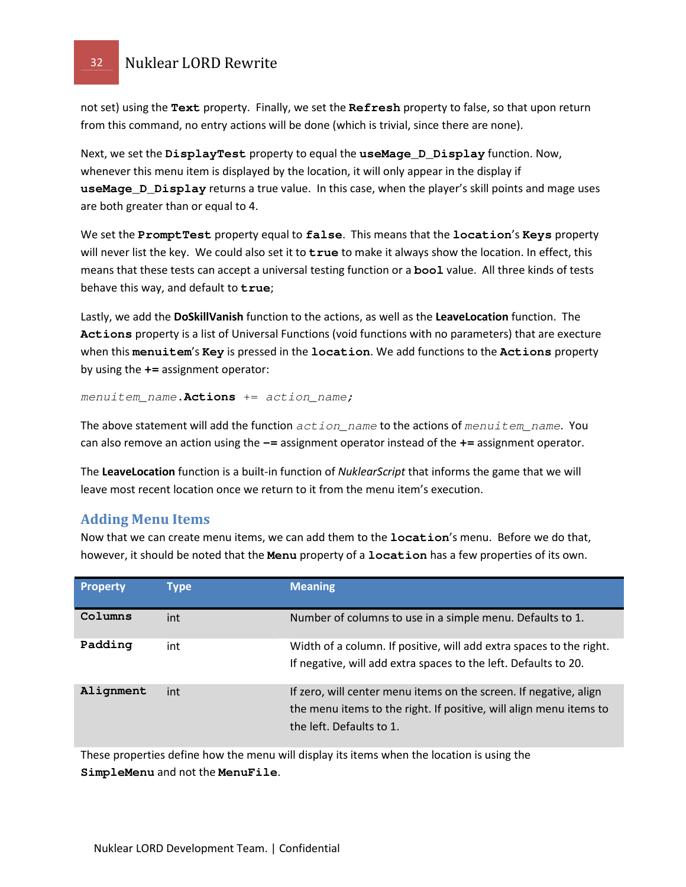not set) using the **Text** property. Finally, we set the **Refresh** property to false, so that upon return from this command, no entry actions will be done (which is trivial, since there are none).

Next, we set the **DisplayTest** property to equal the **useMage_D_Display** function. Now, whenever this menu item is displayed by the location, it will only appear in the display if **useMage_D_Display** returns a true value. In this case, when the player's skill points and mage uses are both greater than or equal to 4.

We set the **PromptTest** property equal to **false**. This means that the **location**'s **Keys** property will never list the key. We could also set it to **true** to make it always show the location. In effect, this means that these tests can accept a universal testing function or a **bool** value. All three kinds of tests behave this way, and default to **true**;

Lastly, we add the **DoSkillVanish** function to the actions, as well as the **LeaveLocation** function. The **Actions** property is a list of Universal Functions (void functions with no parameters) that are execture when this **menuitem**'s **Key** is pressed in the **location**. We add functions to the **Actions** property by using the **+=** assignment operator:

```
menuitem_name.Actions += action_name;
```

The above statement will add the function *action_name* to the actions of *menuitem_name*. You can also remove an action using the **-=** assignment operator instead of the **+=** assignment operator.

The **LeaveLocation** function is a built-in function of *NuklearScript* that informs the game that we will leave most recent location once we return to it from the menu item's execution.

## Adding Menu Items

Now that we can create menu items, we can add them to the **location**'s menu. Before we do that, however, it should be noted that the **Menu** property of a **location** has a few properties of its own.

| Property | Type | Meaning |
|---|---|---|
| **Columns** | int | Number of columns to use in a simple menu. Defaults to 1. |
| **Padding** | int | Width of a column. If positive, will add extra spaces to the right. If negative, will add extra spaces to the left. Defaults to 20. |
| **Alignment** | int | If zero, will center menu items on the screen. If negative, align the menu items to the right. If positive, will align menu items to the left. Defaults to 1. |

These properties define how the menu will display its items when the location is using the **SimpleMenu** and not the **MenuFile**.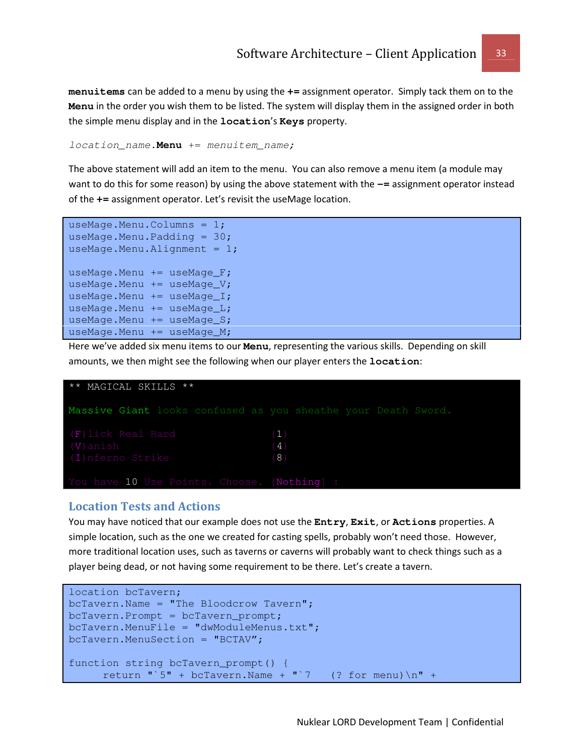**menuitems** can be added to a menu by using the **+=** assignment operator. Simply tack them on to the **Menu** in the order you wish them to be listed. The system will display them in the assigned order in both the simple menu display and in the **location**'s **Keys** property.

*location_name*.**Menu** += *menuitem_name;*

The above statement will add an item to the menu. You can also remove a menu item (a module may want to do this for some reason) by using the above statement with the **-=** assignment operator instead of the **+=** assignment operator. Let's revisit the useMage location.

```
useMage.Menu.Columns = 1;
useMage.Menu.Padding = 30;
useMage.Menu.Alignment = 1;

useMage.Menu += useMage_F;
useMage.Menu += useMage_V;
useMage.Menu += useMage_I;
useMage.Menu += useMage_L;
useMage.Menu += useMage_S;
useMage.Menu += useMage_M;
```

Here we've added six menu items to our **Menu**, representing the various skills. Depending on skill amounts, we then might see the following when our player enters the **location**:

```
** MAGICAL SKILLS **

Massive Giant looks confused as you sheathe your Death Sword.

(F)lick Real Hard                 (1)
(V)anish                          (4)
(I)nferno Strike                  (8)

You have 10 Use Points. Choose. [Nothing] :
```

## Location Tests and Actions

You may have noticed that our example does not use the **Entry**, **Exit**, or **Actions** properties. A simple location, such as the one we created for casting spells, probably won't need those. However, more traditional location uses, such as taverns or caverns will probably want to check things such as a player being dead, or not having some requirement to be there. Let's create a tavern.

```
location bcTavern;
bcTavern.Name = "The Bloodcrow Tavern";
bcTavern.Prompt = bcTavern_prompt;
bcTavern.MenuFile = "dwModuleMenus.txt";
bcTavern.MenuSection = "BCTAV";

function string bcTavern_prompt() {
      return "`5" + bcTavern.Name + "`7   (? for menu)\n" +
```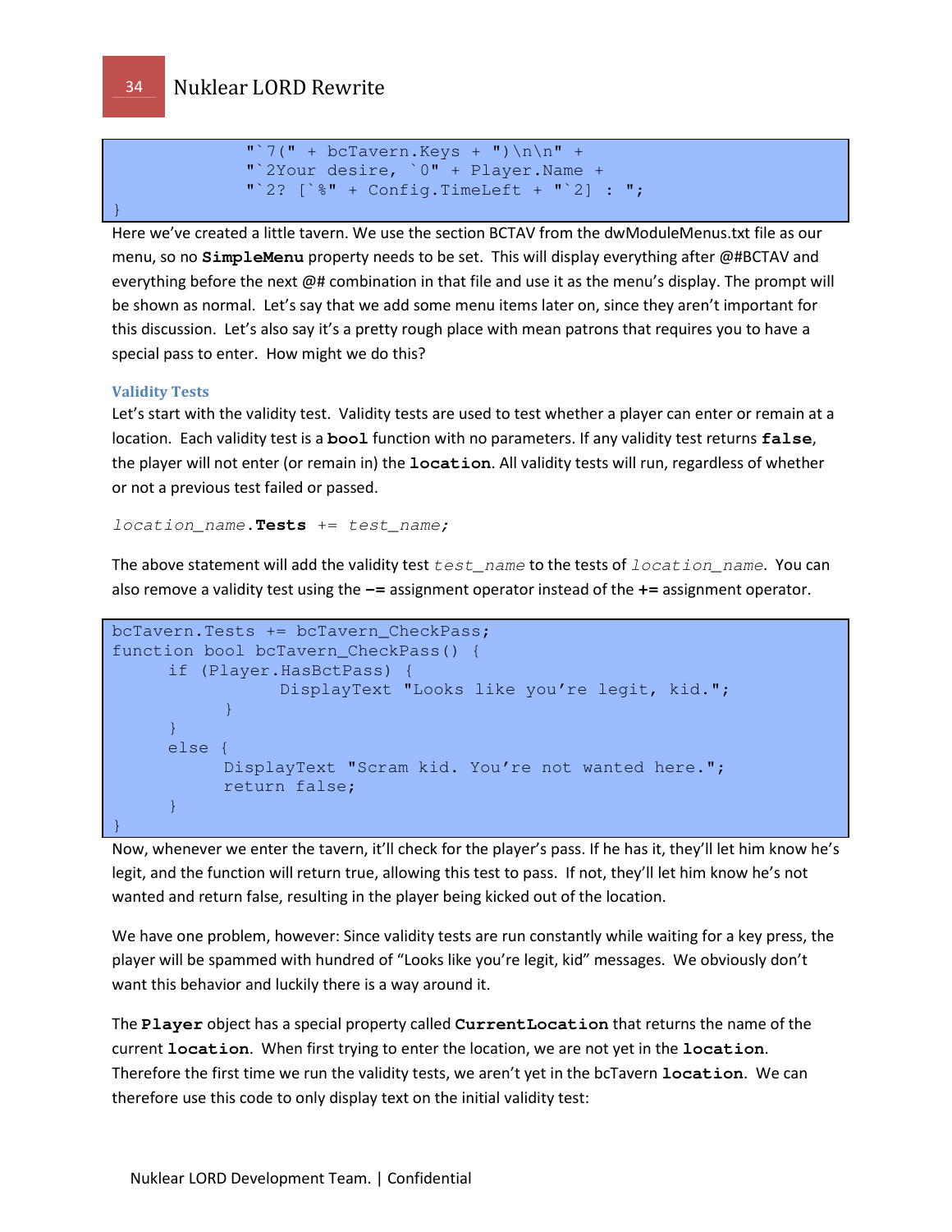```
                "`7(" + bcTavern.Keys + ")\n\n" +
                "`2Your desire, `0" + Player.Name +
                "`2? [`%" + Config.TimeLeft + "`2] : ";
}
```

Here we've created a little tavern. We use the section BCTAV from the dwModuleMenus.txt file as our menu, so no **SimpleMenu** property needs to be set. This will display everything after @#BCTAV and everything before the next @# combination in that file and use it as the menu's display. The prompt will be shown as normal. Let's say that we add some menu items later on, since they aren't important for this discussion. Let's also say it's a pretty rough place with mean patrons that requires you to have a special pass to enter. How might we do this?

### Validity Tests

Let's start with the validity test. Validity tests are used to test whether a player can enter or remain at a location. Each validity test is a **bool** function with no parameters. If any validity test returns **false**, the player will not enter (or remain in) the **location**. All validity tests will run, regardless of whether or not a previous test failed or passed.

*location_name*.**Tests** += *test_name*;

The above statement will add the validity test *test_name* to the tests of *location_name*. You can also remove a validity test using the **-=** assignment operator instead of the **+=** assignment operator.

```
bcTavern.Tests += bcTavern_CheckPass;
function bool bcTavern_CheckPass() {
      if (Player.HasBctPass) {
                DisplayText "Looks like you're legit, kid.";
            }
      }
      else {
            DisplayText "Scram kid. You're not wanted here.";
            return false;
      }
}
```

Now, whenever we enter the tavern, it'll check for the player's pass. If he has it, they'll let him know he's legit, and the function will return true, allowing this test to pass. If not, they'll let him know he's not wanted and return false, resulting in the player being kicked out of the location.

We have one problem, however: Since validity tests are run constantly while waiting for a key press, the player will be spammed with hundred of "Looks like you're legit, kid" messages. We obviously don't want this behavior and luckily there is a way around it.

The **Player** object has a special property called **CurrentLocation** that returns the name of the current **location**. When first trying to enter the location, we are not yet in the **location**. Therefore the first time we run the validity tests, we aren't yet in the bcTavern **location**. We can therefore use this code to only display text on the initial validity test: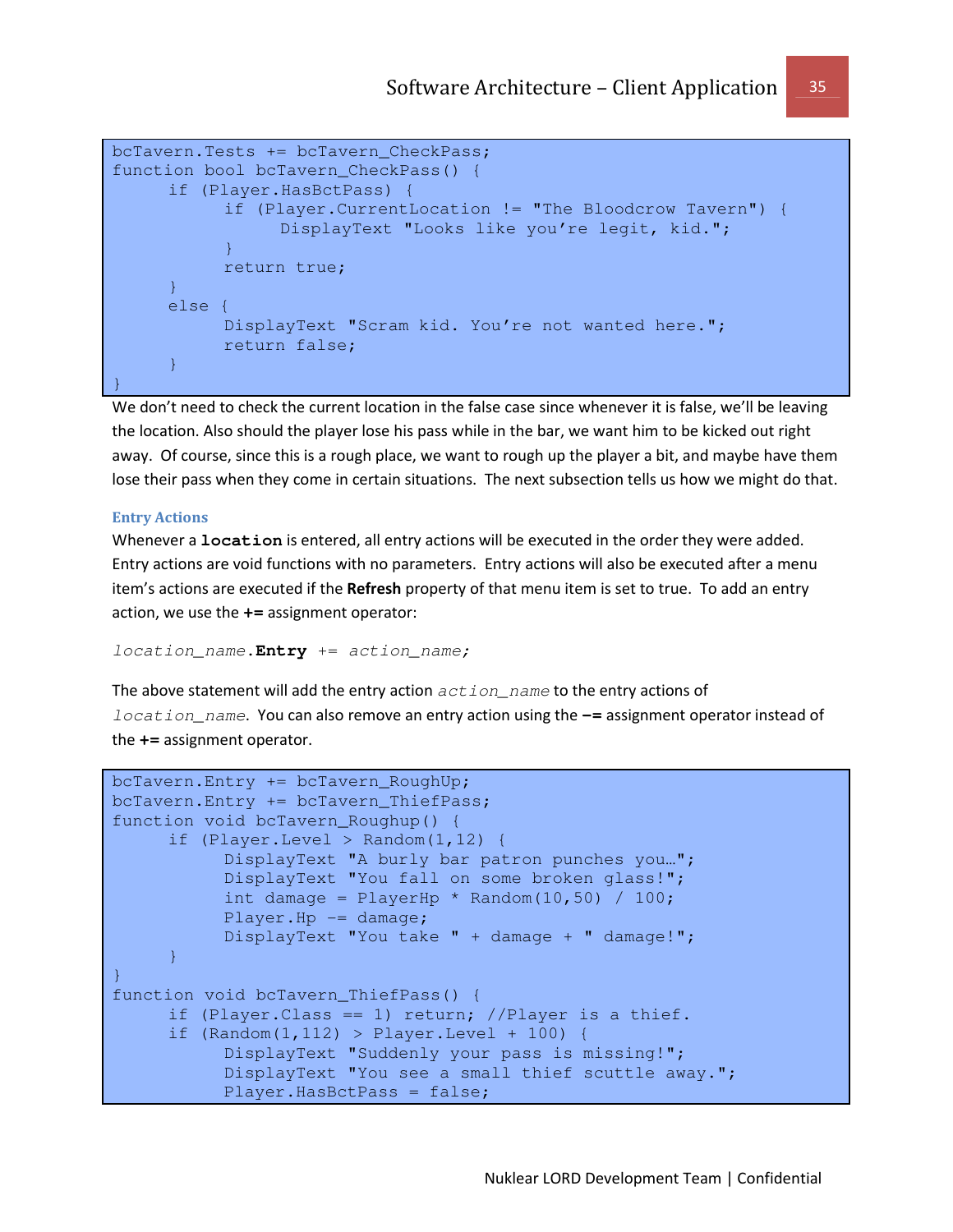```
bcTavern.Tests += bcTavern_CheckPass;
function bool bcTavern_CheckPass() {
      if (Player.HasBctPass) {
            if (Player.CurrentLocation != "The Bloodcrow Tavern") {
                  DisplayText "Looks like you’re legit, kid.";
            }
            return true;
      }
      else {
            DisplayText "Scram kid. You’re not wanted here.";
            return false;
      }
}
```

We don’t need to check the current location in the false case since whenever it is false, we’ll be leaving the location. Also should the player lose his pass while in the bar, we want him to be kicked out right away. Of course, since this is a rough place, we want to rough up the player a bit, and maybe have them lose their pass when they come in certain situations. The next subsection tells us how we might do that.

### Entry Actions

Whenever a **`location`** is entered, all entry actions will be executed in the order they were added. Entry actions are void functions with no parameters. Entry actions will also be executed after a menu item’s actions are executed if the **Refresh** property of that menu item is set to true. To add an entry action, we use the **+=** assignment operator:

*`location_name`*`.`**`Entry`** `+=` *`action_name;`*

The above statement will add the entry action *`action_name`* to the entry actions of *`location_name`*. You can also remove an entry action using the **–=** assignment operator instead of the **+=** assignment operator.

```
bcTavern.Entry += bcTavern_RoughUp;
bcTavern.Entry += bcTavern_ThiefPass;
function void bcTavern_Roughup() {
      if (Player.Level > Random(1,12) {
            DisplayText "A burly bar patron punches you…";
            DisplayText "You fall on some broken glass!";
            int damage = PlayerHp * Random(10,50) / 100;
            Player.Hp -= damage;
            DisplayText "You take " + damage + " damage!";
      }
}
function void bcTavern_ThiefPass() {
      if (Player.Class == 1) return; //Player is a thief.
      if (Random(1,112) > Player.Level + 100) {
            DisplayText "Suddenly your pass is missing!";
            DisplayText "You see a small thief scuttle away.";
            Player.HasBctPass = false;
```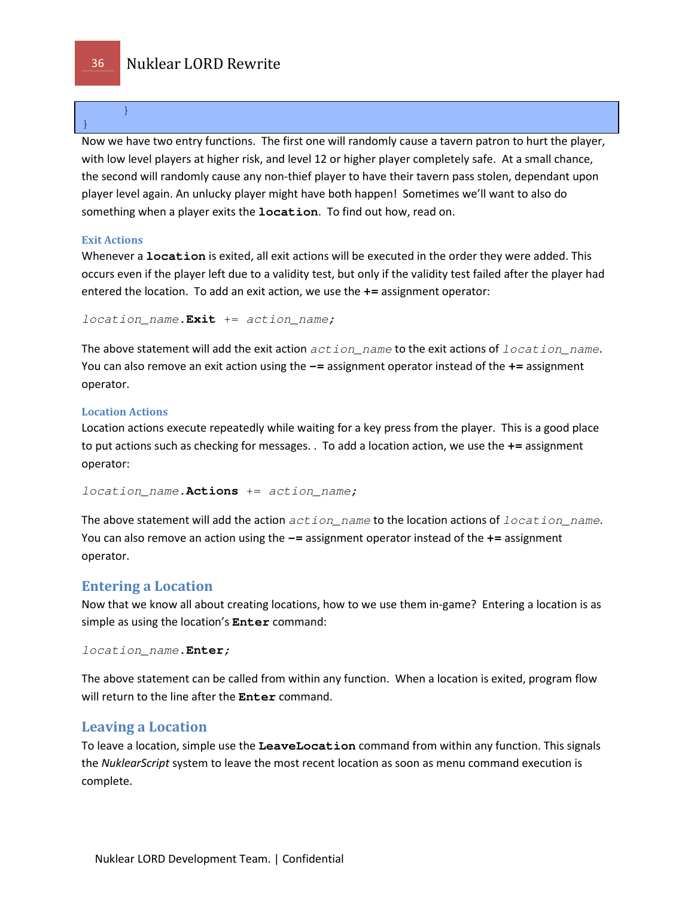```
        }
}
```

Now we have two entry functions. The first one will randomly cause a tavern patron to hurt the player, with low level players at higher risk, and level 12 or higher player completely safe. At a small chance, the second will randomly cause any non-thief player to have their tavern pass stolen, dependant upon player level again. An unlucky player might have both happen! Sometimes we'll want to also do something when a player exits the **location**. To find out how, read on.

#### Exit Actions

Whenever a **location** is exited, all exit actions will be executed in the order they were added. This occurs even if the player left due to a validity test, but only if the validity test failed after the player had entered the location. To add an exit action, we use the **+=** assignment operator:

```
location_name.Exit += action_name;
```

The above statement will add the exit action *action_name* to the exit actions of *location_name*. You can also remove an exit action using the **−=** assignment operator instead of the **+=** assignment operator.

#### Location Actions

Location actions execute repeatedly while waiting for a key press from the player. This is a good place to put actions such as checking for messages. . To add a location action, we use the **+=** assignment operator:

```
location_name.Actions += action_name;
```

The above statement will add the action *action_name* to the location actions of *location_name*. You can also remove an action using the **−=** assignment operator instead of the **+=** assignment operator.

### Entering a Location

Now that we know all about creating locations, how to we use them in-game? Entering a location is as simple as using the location's **Enter** command:

```
location_name.Enter;
```

The above statement can be called from within any function. When a location is exited, program flow will return to the line after the **Enter** command.

### Leaving a Location

To leave a location, simple use the **LeaveLocation** command from within any function. This signals the *NuklearScript* system to leave the most recent location as soon as menu command execution is complete.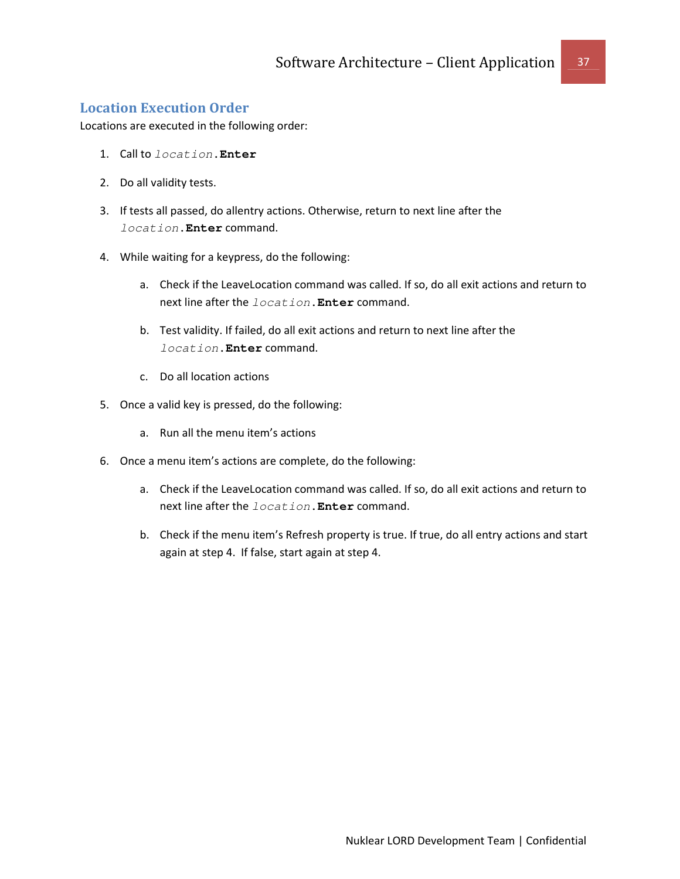## Location Execution Order

Locations are executed in the following order:

1. Call to *location*.**Enter**
2. Do all validity tests.
3. If tests all passed, do allentry actions. Otherwise, return to next line after the *location*.**Enter** command.
4. While waiting for a keypress, do the following:
    a. Check if the LeaveLocation command was called. If so, do all exit actions and return to next line after the *location*.**Enter** command.
    b. Test validity. If failed, do all exit actions and return to next line after the *location*.**Enter** command.
    c. Do all location actions
5. Once a valid key is pressed, do the following:
    a. Run all the menu item's actions
6. Once a menu item's actions are complete, do the following:
    a. Check if the LeaveLocation command was called. If so, do all exit actions and return to next line after the *location*.**Enter** command.
    b. Check if the menu item's Refresh property is true. If true, do all entry actions and start again at step 4. If false, start again at step 4.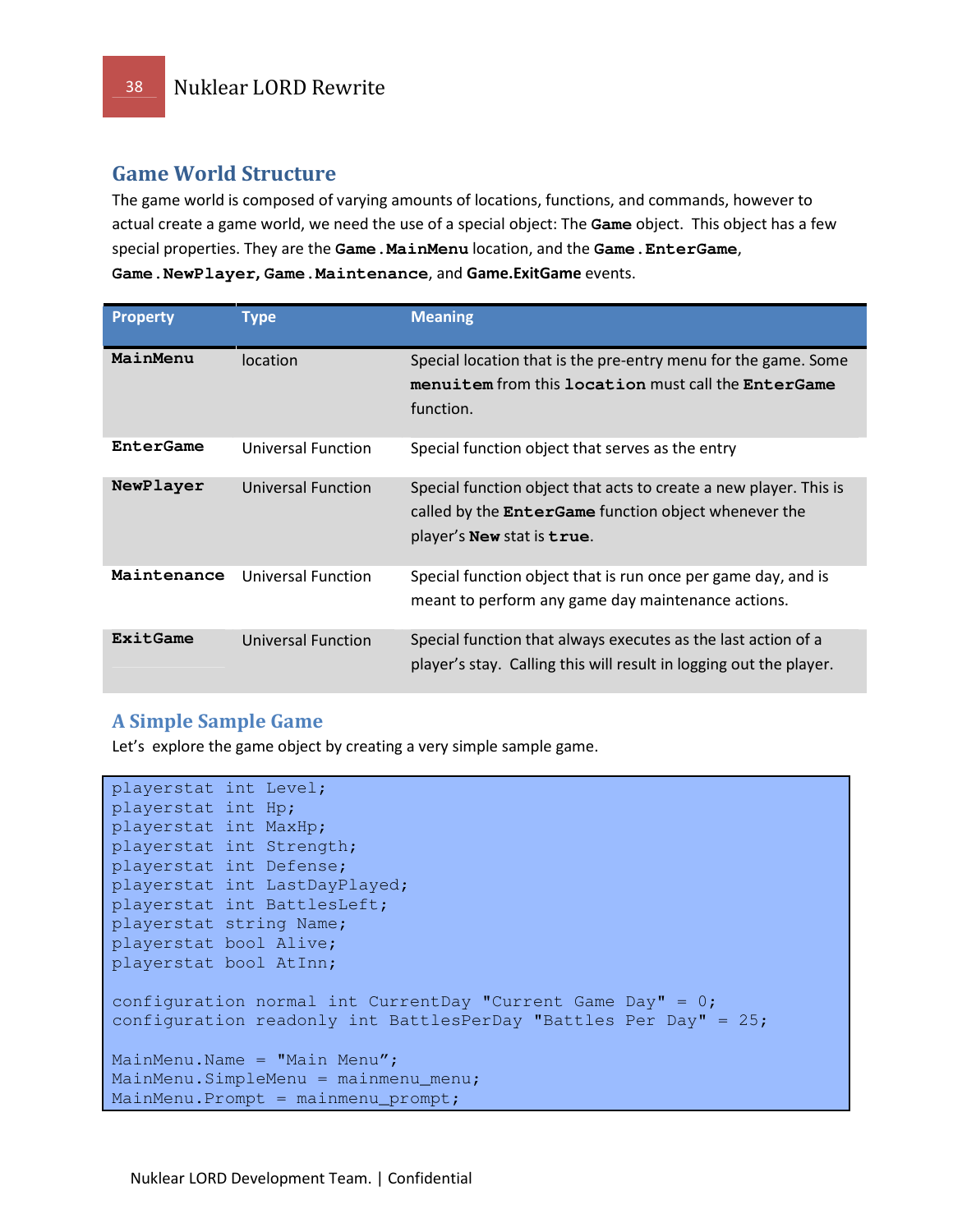## Game World Structure

The game world is composed of varying amounts of locations, functions, and commands, however to actual create a game world, we need the use of a special object: The **Game** object. This object has a few special properties. They are the **Game.MainMenu** location, and the **Game.EnterGame**, **Game.NewPlayer, Game.Maintenance**, and **Game.ExitGame** events.

| Property | Type | Meaning |
|---|---|---|
| **MainMenu** | location | Special location that is the pre-entry menu for the game. Some **menuitem** from this **location** must call the **EnterGame** function. |
| **EnterGame** | Universal Function | Special function object that serves as the entry |
| **NewPlayer** | Universal Function | Special function object that acts to create a new player. This is called by the **EnterGame** function object whenever the player's **New** stat is **true**. |
| **Maintenance** | Universal Function | Special function object that is run once per game day, and is meant to perform any game day maintenance actions. |
| **ExitGame** | Universal Function | Special function that always executes as the last action of a player's stay. Calling this will result in logging out the player. |

### A Simple Sample Game

Let's explore the game object by creating a very simple sample game.

```
playerstat int Level;
playerstat int Hp;
playerstat int MaxHp;
playerstat int Strength;
playerstat int Defense;
playerstat int LastDayPlayed;
playerstat int BattlesLeft;
playerstat string Name;
playerstat bool Alive;
playerstat bool AtInn;

configuration normal int CurrentDay "Current Game Day" = 0;
configuration readonly int BattlesPerDay "Battles Per Day" = 25;

MainMenu.Name = "Main Menu";
MainMenu.SimpleMenu = mainmenu_menu;
MainMenu.Prompt = mainmenu_prompt;
```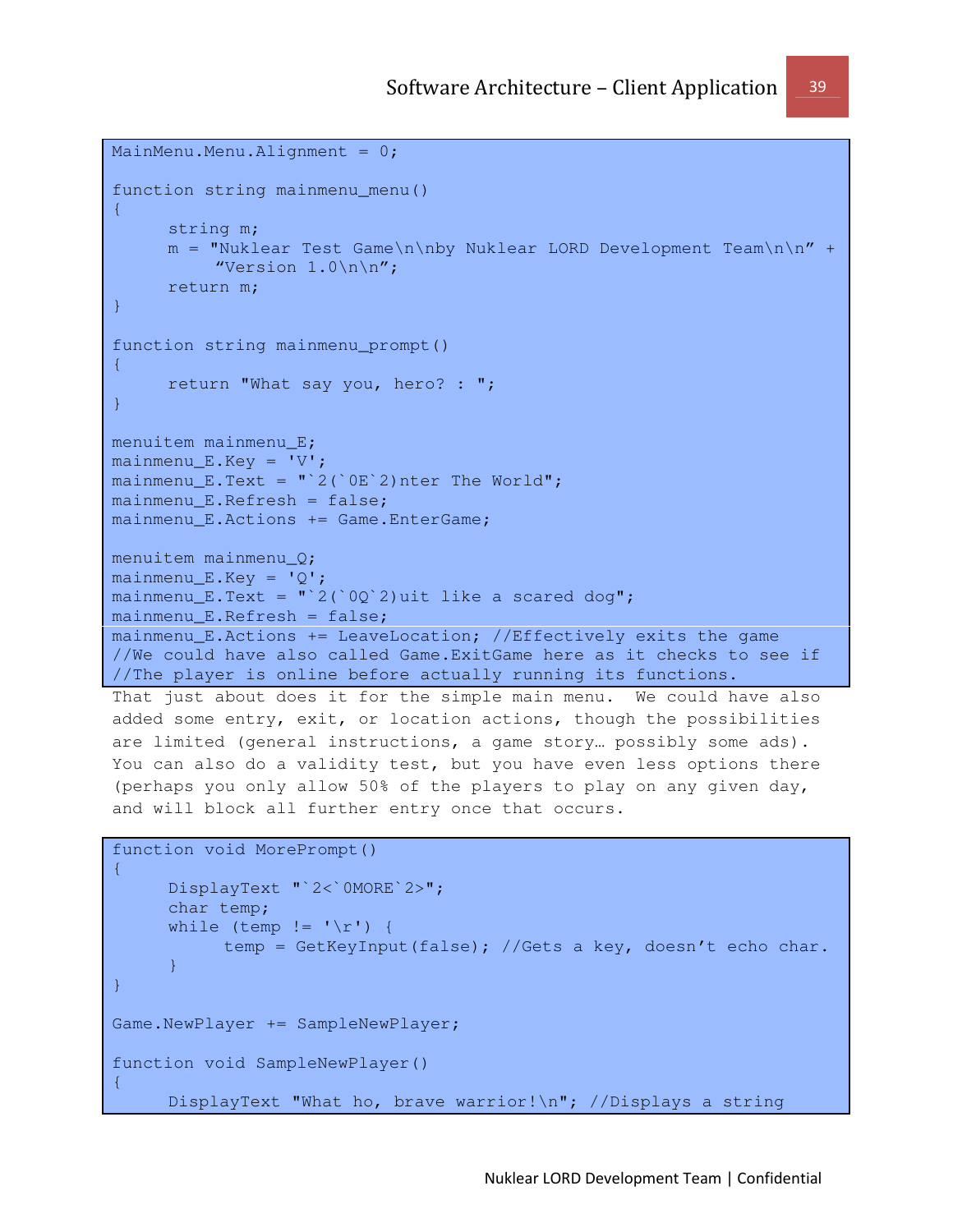```
MainMenu.Menu.Alignment = 0;

function string mainmenu_menu()
{
      string m;
      m = "Nuklear Test Game\n\nby Nuklear LORD Development Team\n\n" +
           "Version 1.0\n\n";
      return m;
}

function string mainmenu_prompt()
{
      return "What say you, hero? : ";
}

menuitem mainmenu_E;
mainmenu_E.Key = 'V';
mainmenu_E.Text = "`2(`0E`2)nter The World";
mainmenu_E.Refresh = false;
mainmenu_E.Actions += Game.EnterGame;

menuitem mainmenu_Q;
mainmenu_E.Key = 'Q';
mainmenu_E.Text = "`2(`0Q`2)uit like a scared dog";
mainmenu_E.Refresh = false;
mainmenu_E.Actions += LeaveLocation; //Effectively exits the game
//We could have also called Game.ExitGame here as it checks to see if
//The player is online before actually running its functions.
```

That just about does it for the simple main menu. We could have also added some entry, exit, or location actions, though the possibilities are limited (general instructions, a game story… possibly some ads). You can also do a validity test, but you have even less options there (perhaps you only allow 50% of the players to play on any given day, and will block all further entry once that occurs.

```
function void MorePrompt()
{
      DisplayText "`2<`0MORE`2>";
      char temp;
      while (temp != '\r') {
            temp = GetKeyInput(false); //Gets a key, doesn't echo char.
      }
}

Game.NewPlayer += SampleNewPlayer;

function void SampleNewPlayer()
{
      DisplayText "What ho, brave warrior!\n"; //Displays a string
```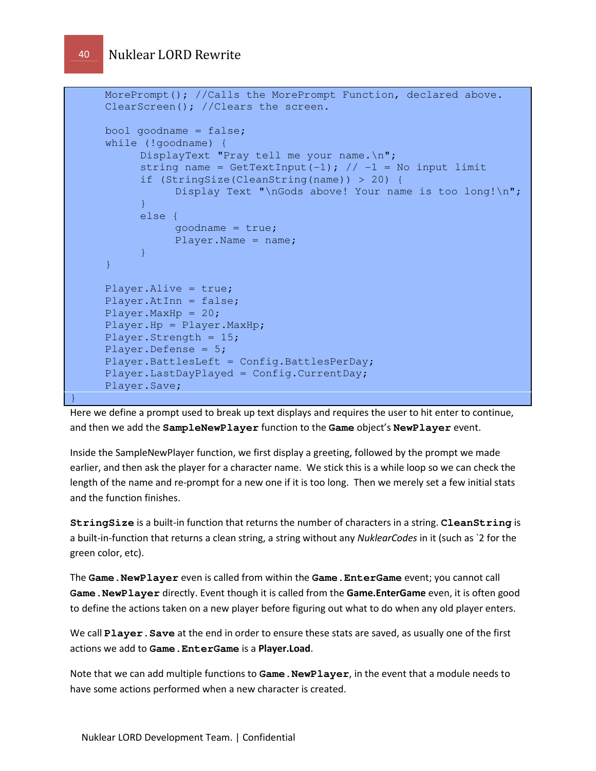```
    MorePrompt(); //Calls the MorePrompt Function, declared above.
    ClearScreen(); //Clears the screen.

    bool goodname = false;
    while (!goodname) {
        DisplayText "Pray tell me your name.\n";
        string name = GetTextInput(-1); // -1 = No input limit
        if (StringSize(CleanString(name)) > 20) {
            Display Text "\nGods above! Your name is too long!\n";
        }
        else {
            goodname = true;
            Player.Name = name;
        }
    }

    Player.Alive = true;
    Player.AtInn = false;
    Player.MaxHp = 20;
    Player.Hp = Player.MaxHp;
    Player.Strength = 15;
    Player.Defense = 5;
    Player.BattlesLeft = Config.BattlesPerDay;
    Player.LastDayPlayed = Config.CurrentDay;
    Player.Save;
}
```

Here we define a prompt used to break up text displays and requires the user to hit enter to continue, and then we add the **SampleNewPlayer** function to the **Game** object's **NewPlayer** event.

Inside the SampleNewPlayer function, we first display a greeting, followed by the prompt we made earlier, and then ask the player for a character name. We stick this is a while loop so we can check the length of the name and re-prompt for a new one if it is too long. Then we merely set a few initial stats and the function finishes.

**StringSize** is a built-in function that returns the number of characters in a string. **CleanString** is a built-in-function that returns a clean string, a string without any *NuklearCodes* in it (such as `2 for the green color, etc).

The **Game.NewPlayer** even is called from within the **Game.EnterGame** event; you cannot call **Game.NewPlayer** directly. Event though it is called from the **Game.EnterGame** even, it is often good to define the actions taken on a new player before figuring out what to do when any old player enters.

We call **Player.Save** at the end in order to ensure these stats are saved, as usually one of the first actions we add to **Game.EnterGame** is a **Player.Load**.

Note that we can add multiple functions to **Game.NewPlayer**, in the event that a module needs to have some actions performed when a new character is created.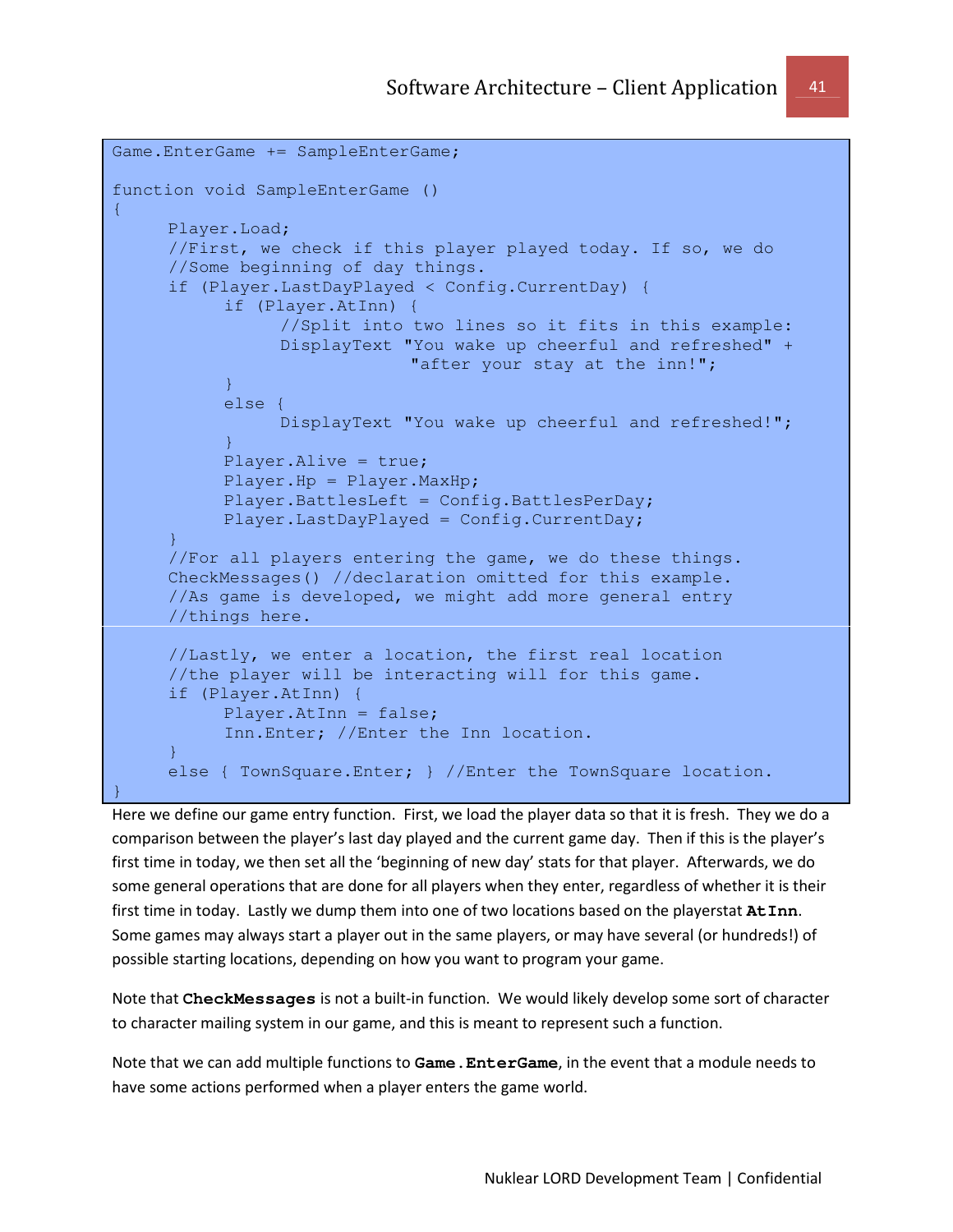```
Game.EnterGame += SampleEnterGame;

function void SampleEnterGame ()
{
      Player.Load;
      //First, we check if this player played today. If so, we do
      //Some beginning of day things.
      if (Player.LastDayPlayed < Config.CurrentDay) {
            if (Player.AtInn) {
                  //Split into two lines so it fits in this example:
                  DisplayText "You wake up cheerful and refreshed" +
                              "after your stay at the inn!";
            }
            else {
                  DisplayText "You wake up cheerful and refreshed!";
            }
            Player.Alive = true;
            Player.Hp = Player.MaxHp;
            Player.BattlesLeft = Config.BattlesPerDay;
            Player.LastDayPlayed = Config.CurrentDay;
      }
      //For all players entering the game, we do these things.
      CheckMessages() //declaration omitted for this example.
      //As game is developed, we might add more general entry
      //things here.

      //Lastly, we enter a location, the first real location
      //the player will be interacting will for this game.
      if (Player.AtInn) {
            Player.AtInn = false;
            Inn.Enter; //Enter the Inn location.
      }
      else { TownSquare.Enter; } //Enter the TownSquare location.
}
```

Here we define our game entry function. First, we load the player data so that it is fresh. They we do a comparison between the player's last day played and the current game day. Then if this is the player's first time in today, we then set all the 'beginning of new day' stats for that player. Afterwards, we do some general operations that are done for all players when they enter, regardless of whether it is their first time in today. Lastly we dump them into one of two locations based on the playerstat **AtInn**. Some games may always start a player out in the same players, or may have several (or hundreds!) of possible starting locations, depending on how you want to program your game.

Note that **CheckMessages** is not a built-in function. We would likely develop some sort of character to character mailing system in our game, and this is meant to represent such a function.

Note that we can add multiple functions to **Game.EnterGame**, in the event that a module needs to have some actions performed when a player enters the game world.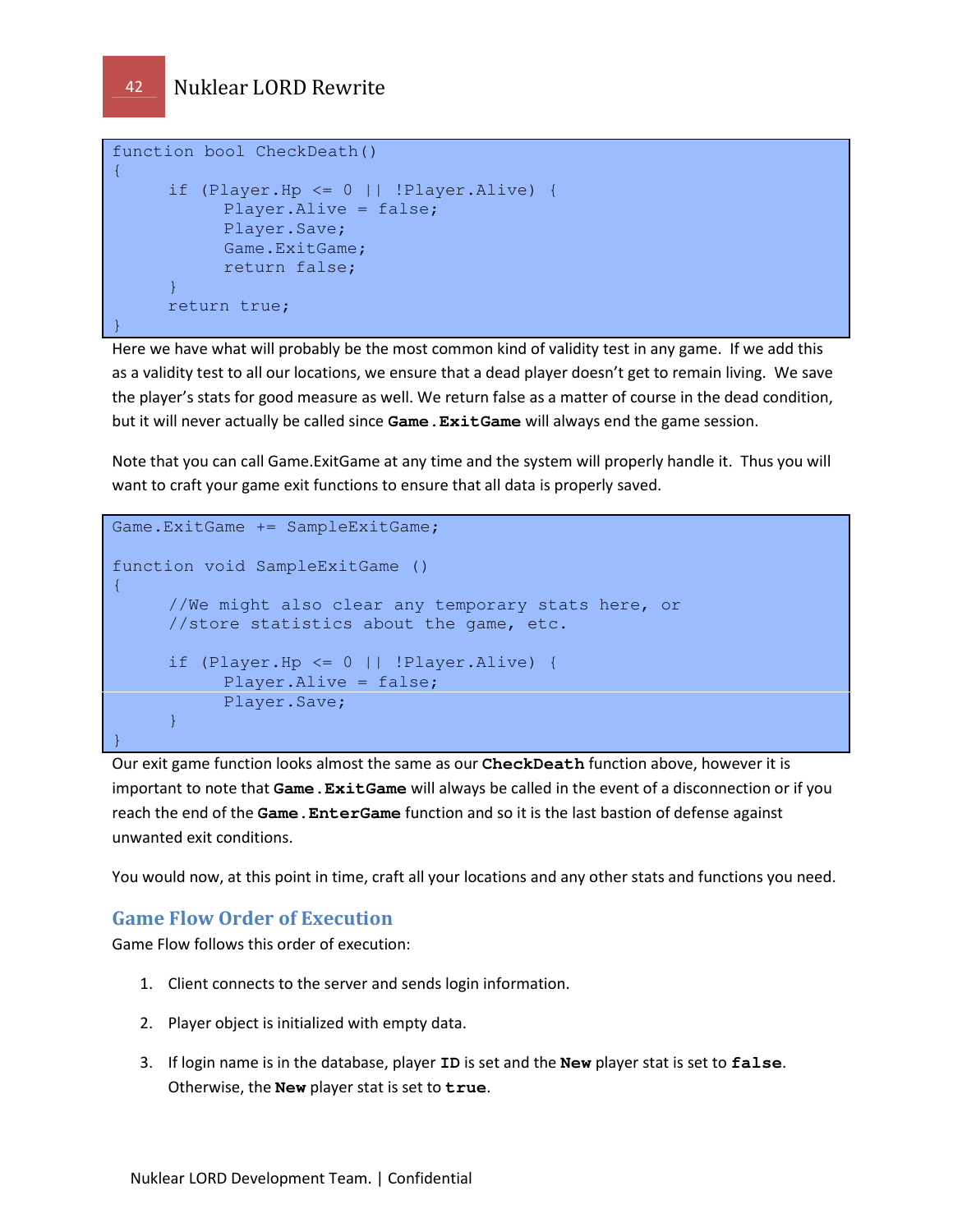```
function bool CheckDeath()
{
      if (Player.Hp <= 0 || !Player.Alive) {
            Player.Alive = false;
            Player.Save;
            Game.ExitGame;
            return false;
      }
      return true;
}
```

Here we have what will probably be the most common kind of validity test in any game. If we add this as a validity test to all our locations, we ensure that a dead player doesn't get to remain living. We save the player's stats for good measure as well. We return false as a matter of course in the dead condition, but it will never actually be called since **Game.ExitGame** will always end the game session.

Note that you can call Game.ExitGame at any time and the system will properly handle it. Thus you will want to craft your game exit functions to ensure that all data is properly saved.

```
Game.ExitGame += SampleExitGame;

function void SampleExitGame ()
{
      //We might also clear any temporary stats here, or
      //store statistics about the game, etc.

      if (Player.Hp <= 0 || !Player.Alive) {
            Player.Alive = false;
            Player.Save;
      }
}
```

Our exit game function looks almost the same as our **CheckDeath** function above, however it is important to note that **Game.ExitGame** will always be called in the event of a disconnection or if you reach the end of the **Game.EnterGame** function and so it is the last bastion of defense against unwanted exit conditions.

You would now, at this point in time, craft all your locations and any other stats and functions you need.

## Game Flow Order of Execution

Game Flow follows this order of execution:

1. Client connects to the server and sends login information.
2. Player object is initialized with empty data.
3. If login name is in the database, player **ID** is set and the **New** player stat is set to **false**. Otherwise, the **New** player stat is set to **true**.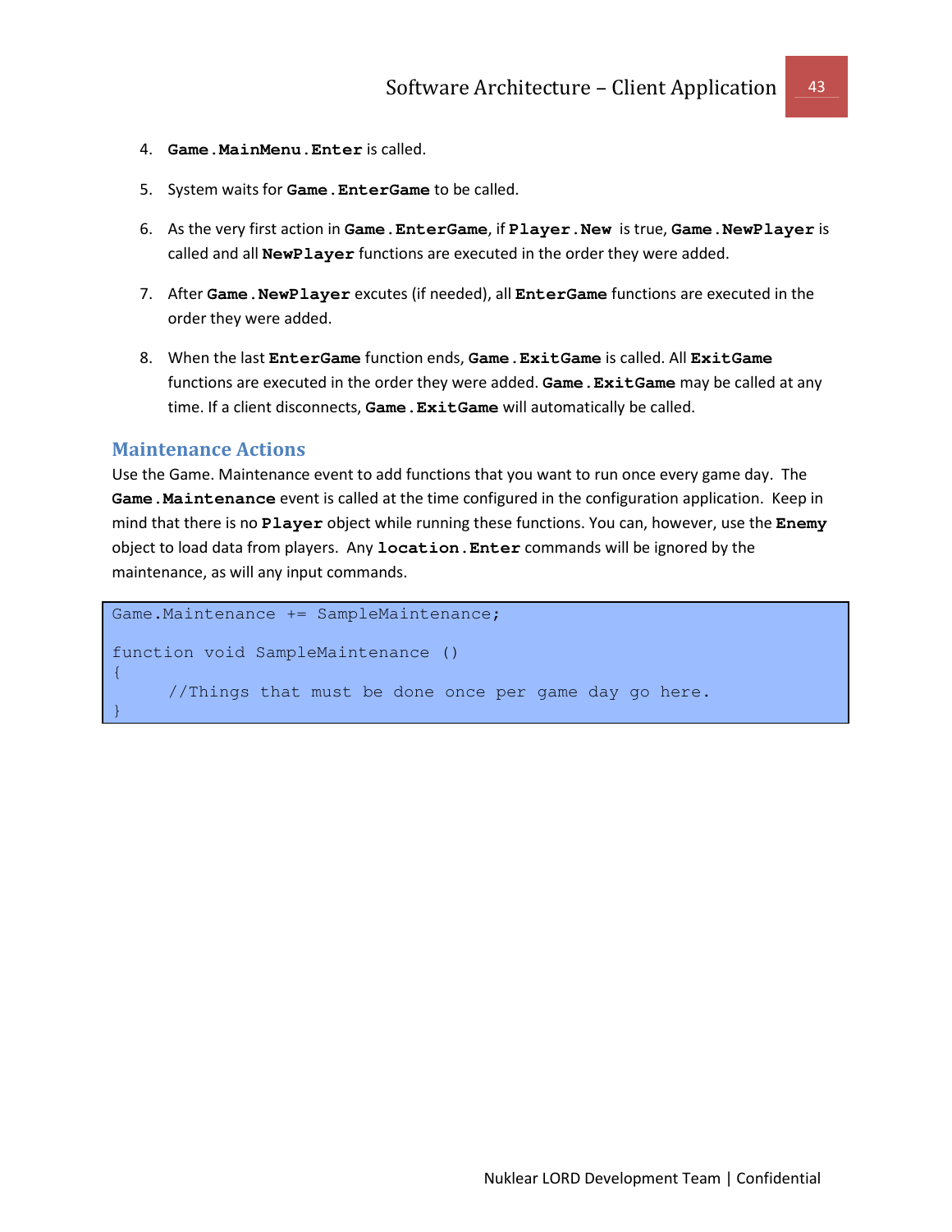4. **Game.MainMenu.Enter** is called.

5. System waits for **Game.EnterGame** to be called.

6. As the very first action in **Game.EnterGame**, if **Player.New** is true, **Game.NewPlayer** is called and all **NewPlayer** functions are executed in the order they were added.

7. After **Game.NewPlayer** excutes (if needed), all **EnterGame** functions are executed in the order they were added.

8. When the last **EnterGame** function ends, **Game.ExitGame** is called. All **ExitGame** functions are executed in the order they were added. **Game.ExitGame** may be called at any time. If a client disconnects, **Game.ExitGame** will automatically be called.

## Maintenance Actions

Use the Game. Maintenance event to add functions that you want to run once every game day. The **Game.Maintenance** event is called at the time configured in the configuration application. Keep in mind that there is no **Player** object while running these functions. You can, however, use the **Enemy** object to load data from players. Any **location.Enter** commands will be ignored by the maintenance, as will any input commands.

```
Game.Maintenance += SampleMaintenance;

function void SampleMaintenance ()
{
      //Things that must be done once per game day go here.
}
```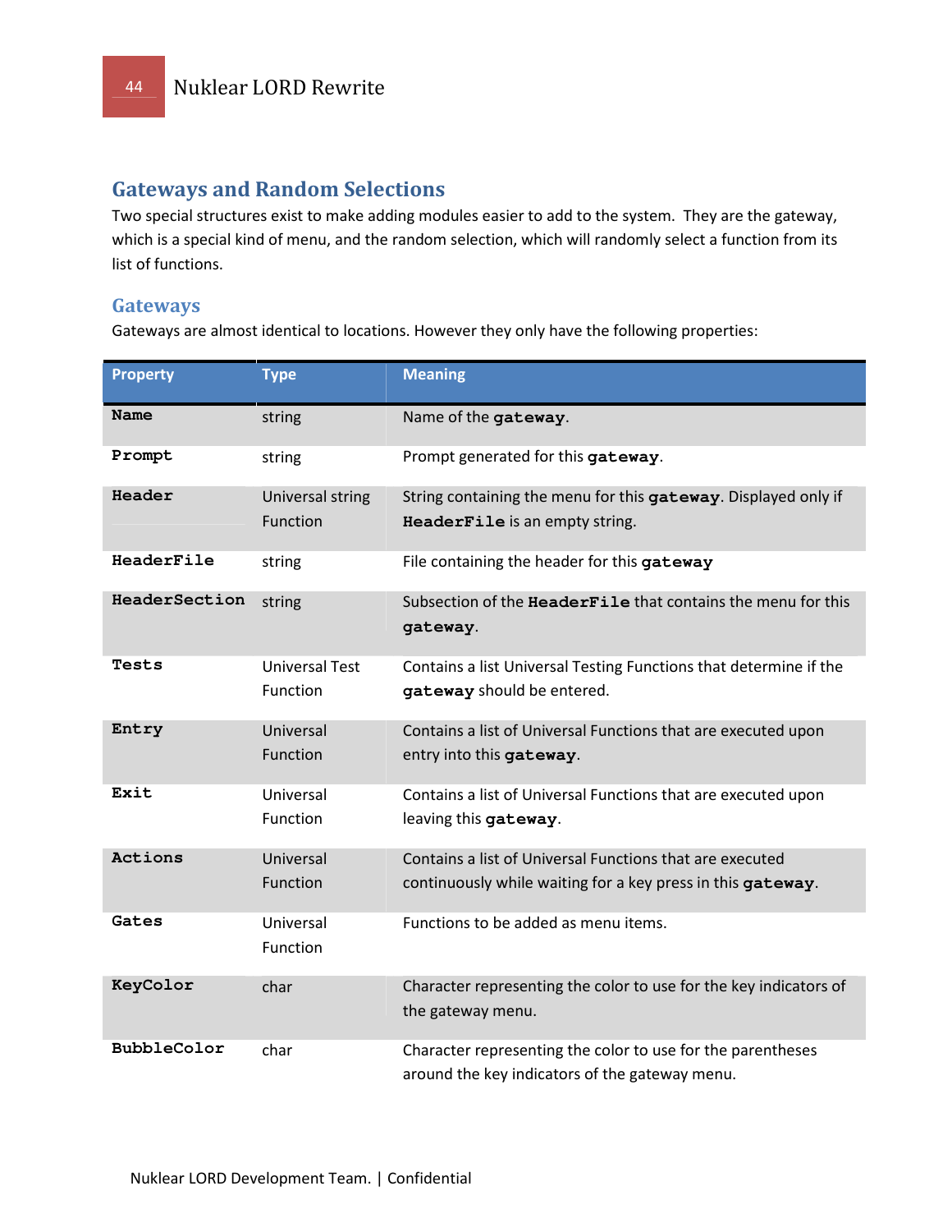## Gateways and Random Selections

Two special structures exist to make adding modules easier to add to the system. They are the gateway, which is a special kind of menu, and the random selection, which will randomly select a function from its list of functions.

### Gateways

Gateways are almost identical to locations. However they only have the following properties:

| Property | Type | Meaning |
|---|---|---|
| **Name** | string | Name of the **gateway**. |
| **Prompt** | string | Prompt generated for this **gateway**. |
| **Header** | Universal string Function | String containing the menu for this **gateway**. Displayed only if **HeaderFile** is an empty string. |
| **HeaderFile** | string | File containing the header for this **gateway** |
| **HeaderSection** | string | Subsection of the **HeaderFile** that contains the menu for this **gateway**. |
| **Tests** | Universal Test Function | Contains a list Universal Testing Functions that determine if the **gateway** should be entered. |
| **Entry** | Universal Function | Contains a list of Universal Functions that are executed upon entry into this **gateway**. |
| **Exit** | Universal Function | Contains a list of Universal Functions that are executed upon leaving this **gateway**. |
| **Actions** | Universal Function | Contains a list of Universal Functions that are executed continuously while waiting for a key press in this **gateway**. |
| **Gates** | Universal Function | Functions to be added as menu items. |
| **KeyColor** | char | Character representing the color to use for the key indicators of the gateway menu. |
| **BubbleColor** | char | Character representing the color to use for the parentheses around the key indicators of the gateway menu. |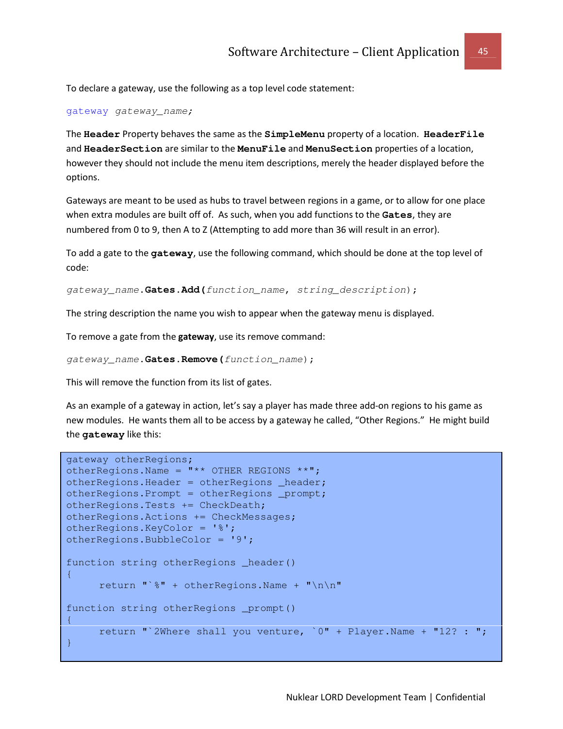To declare a gateway, use the following as a top level code statement:

```
gateway gateway_name;
```

The **Header** Property behaves the same as the **SimpleMenu** property of a location. **HeaderFile** and **HeaderSection** are similar to the **MenuFile** and **MenuSection** properties of a location, however they should not include the menu item descriptions, merely the header displayed before the options.

Gateways are meant to be used as hubs to travel between regions in a game, or to allow for one place when extra modules are built off of. As such, when you add functions to the **Gates**, they are numbered from 0 to 9, then A to Z (Attempting to add more than 36 will result in an error).

To add a gate to the **gateway**, use the following command, which should be done at the top level of code:

```
gateway_name.Gates.Add(function_name, string_description);
```

The string description the name you wish to appear when the gateway menu is displayed.

To remove a gate from the **gateway**, use its remove command:

```
gateway_name.Gates.Remove(function_name);
```

This will remove the function from its list of gates.

As an example of a gateway in action, let's say a player has made three add-on regions to his game as new modules. He wants them all to be access by a gateway he called, "Other Regions." He might build the **gateway** like this:

```
gateway otherRegions;
otherRegions.Name = "** OTHER REGIONS **";
otherRegions.Header = otherRegions _header;
otherRegions.Prompt = otherRegions _prompt;
otherRegions.Tests += CheckDeath;
otherRegions.Actions += CheckMessages;
otherRegions.KeyColor = '%';
otherRegions.BubbleColor = '9';

function string otherRegions _header()
{
     return "`%" + otherRegions.Name + "\n\n"

function string otherRegions _prompt()
{
     return "`2Where shall you venture, `0" + Player.Name + "12? : ";
}
```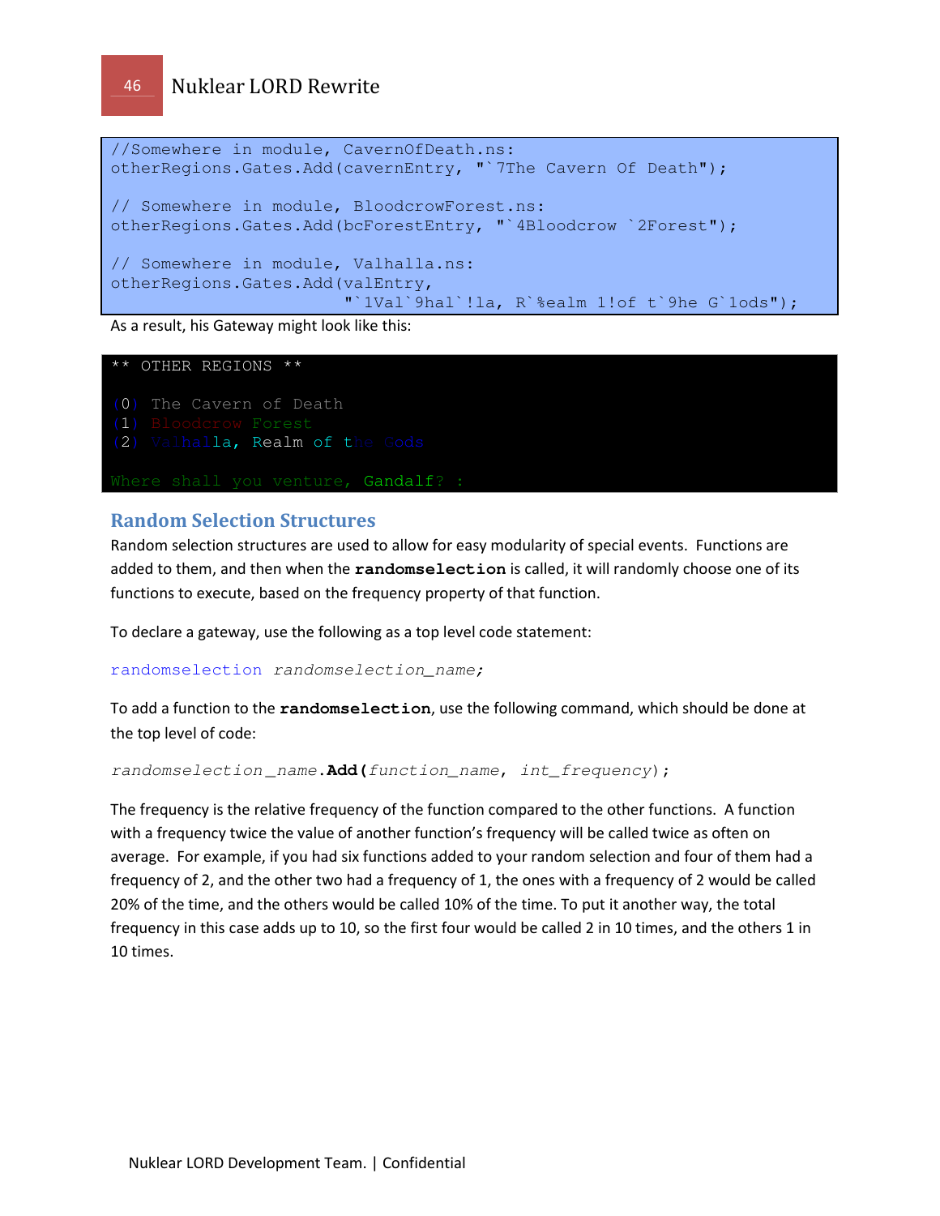```
//Somewhere in module, CavernOfDeath.ns:
otherRegions.Gates.Add(cavernEntry, "`7The Cavern Of Death");

// Somewhere in module, BloodcrowForest.ns:
otherRegions.Gates.Add(bcForestEntry, "`4Bloodcrow `2Forest");

// Somewhere in module, Valhalla.ns:
otherRegions.Gates.Add(valEntry,
                       "`1Val`9hal`!la, R`%ealm 1!of t`9he G`1ods");
```

As a result, his Gateway might look like this:

```
** OTHER REGIONS **

(0) The Cavern of Death
(1) Bloodcrow Forest
(2) Valhalla, Realm of the Gods

Where shall you venture, Gandalf? :
```

## Random Selection Structures

Random selection structures are used to allow for easy modularity of special events. Functions are added to them, and then when the **randomselection** is called, it will randomly choose one of its functions to execute, based on the frequency property of that function.

To declare a gateway, use the following as a top level code statement:

```
randomselection randomselection_name;
```

To add a function to the **randomselection**, use the following command, which should be done at the top level of code:

```
randomselection_name.Add(function_name, int_frequency);
```

The frequency is the relative frequency of the function compared to the other functions. A function with a frequency twice the value of another function's frequency will be called twice as often on average. For example, if you had six functions added to your random selection and four of them had a frequency of 2, and the other two had a frequency of 1, the ones with a frequency of 2 would be called 20% of the time, and the others would be called 10% of the time. To put it another way, the total frequency in this case adds up to 10, so the first four would be called 2 in 10 times, and the others 1 in 10 times.